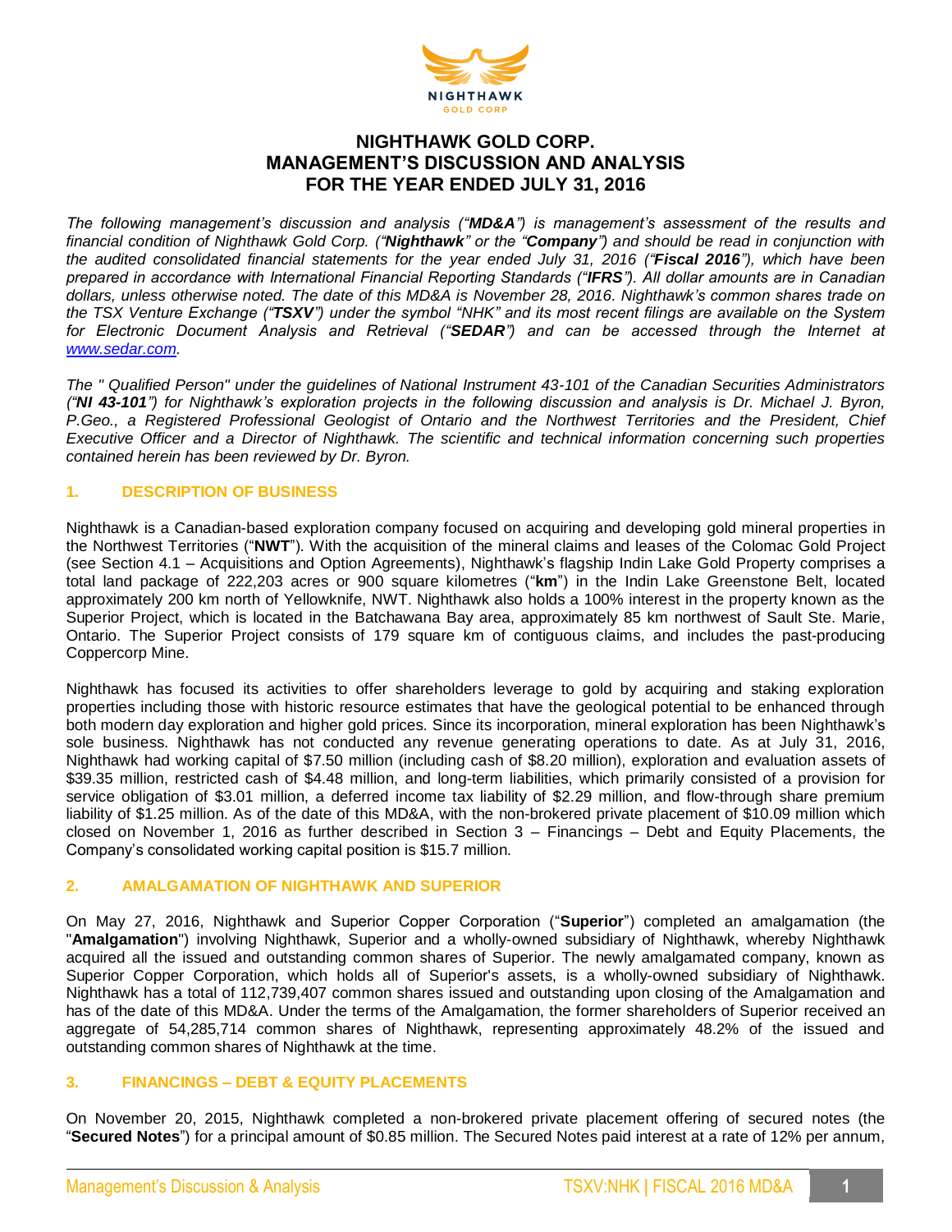# NIGHTHAWK GOLD CORP.
# MANAGEMENT'S DISCUSSION AND ANALYSIS
# FOR THE YEAR ENDED JULY 31, 2016

*The following management's discussion and analysis ("**MD&A**") is management's assessment of the results and financial condition of Nighthawk Gold Corp. ("**Nighthawk**" or the "**Company**") and should be read in conjunction with the audited consolidated financial statements for the year ended July 31, 2016 ("**Fiscal 2016**"), which have been prepared in accordance with International Financial Reporting Standards ("**IFRS**"). All dollar amounts are in Canadian dollars, unless otherwise noted. The date of this MD&A is November 28, 2016. Nighthawk's common shares trade on the TSX Venture Exchange ("**TSXV**") under the symbol "NHK" and its most recent filings are available on the System for Electronic Document Analysis and Retrieval ("**SEDAR**") and can be accessed through the Internet at www.sedar.com.*

*The " Qualified Person" under the guidelines of National Instrument 43-101 of the Canadian Securities Administrators ("**NI 43-101**") for Nighthawk's exploration projects in the following discussion and analysis is Dr. Michael J. Byron, P.Geo., a Registered Professional Geologist of Ontario and the Northwest Territories and the President, Chief Executive Officer and a Director of Nighthawk. The scientific and technical information concerning such properties contained herein has been reviewed by Dr. Byron.*

## 1. DESCRIPTION OF BUSINESS

Nighthawk is a Canadian-based exploration company focused on acquiring and developing gold mineral properties in the Northwest Territories ("**NWT**"). With the acquisition of the mineral claims and leases of the Colomac Gold Project (see Section 4.1 – Acquisitions and Option Agreements), Nighthawk's flagship Indin Lake Gold Property comprises a total land package of 222,203 acres or 900 square kilometres ("**km**") in the Indin Lake Greenstone Belt, located approximately 200 km north of Yellowknife, NWT. Nighthawk also holds a 100% interest in the property known as the Superior Project, which is located in the Batchawana Bay area, approximately 85 km northwest of Sault Ste. Marie, Ontario. The Superior Project consists of 179 square km of contiguous claims, and includes the past-producing Coppercorp Mine.

Nighthawk has focused its activities to offer shareholders leverage to gold by acquiring and staking exploration properties including those with historic resource estimates that have the geological potential to be enhanced through both modern day exploration and higher gold prices. Since its incorporation, mineral exploration has been Nighthawk's sole business. Nighthawk has not conducted any revenue generating operations to date. As at July 31, 2016, Nighthawk had working capital of $7.50 million (including cash of $8.20 million), exploration and evaluation assets of $39.35 million, restricted cash of $4.48 million, and long-term liabilities, which primarily consisted of a provision for service obligation of $3.01 million, a deferred income tax liability of $2.29 million, and flow-through share premium liability of $1.25 million. As of the date of this MD&A, with the non-brokered private placement of $10.09 million which closed on November 1, 2016 as further described in Section 3 – Financings – Debt and Equity Placements, the Company's consolidated working capital position is $15.7 million.

## 2. AMALGAMATION OF NIGHTHAWK AND SUPERIOR

On May 27, 2016, Nighthawk and Superior Copper Corporation ("**Superior**") completed an amalgamation (the "**Amalgamation**") involving Nighthawk, Superior and a wholly-owned subsidiary of Nighthawk, whereby Nighthawk acquired all the issued and outstanding common shares of Superior. The newly amalgamated company, known as Superior Copper Corporation, which holds all of Superior's assets, is a wholly-owned subsidiary of Nighthawk. Nighthawk has a total of 112,739,407 common shares issued and outstanding upon closing of the Amalgamation and has of the date of this MD&A. Under the terms of the Amalgamation, the former shareholders of Superior received an aggregate of 54,285,714 common shares of Nighthawk, representing approximately 48.2% of the issued and outstanding common shares of Nighthawk at the time.

## 3. FINANCINGS – DEBT & EQUITY PLACEMENTS

On November 20, 2015, Nighthawk completed a non-brokered private placement offering of secured notes (the "**Secured Notes**") for a principal amount of $0.85 million. The Secured Notes paid interest at a rate of 12% per annum,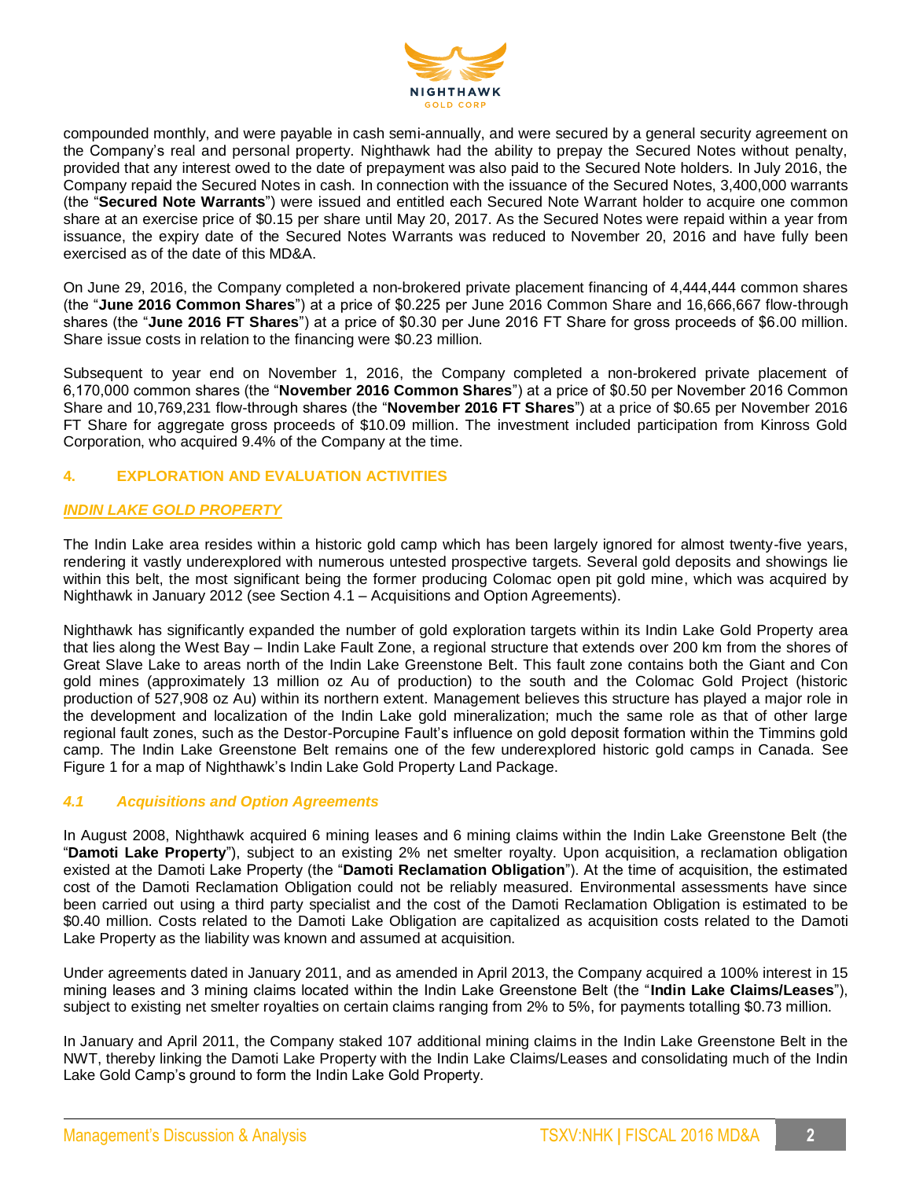compounded monthly, and were payable in cash semi-annually, and were secured by a general security agreement on the Company's real and personal property. Nighthawk had the ability to prepay the Secured Notes without penalty, provided that any interest owed to the date of prepayment was also paid to the Secured Note holders. In July 2016, the Company repaid the Secured Notes in cash. In connection with the issuance of the Secured Notes, 3,400,000 warrants (the "**Secured Note Warrants**") were issued and entitled each Secured Note Warrant holder to acquire one common share at an exercise price of $0.15 per share until May 20, 2017. As the Secured Notes were repaid within a year from issuance, the expiry date of the Secured Notes Warrants was reduced to November 20, 2016 and have fully been exercised as of the date of this MD&A.

On June 29, 2016, the Company completed a non-brokered private placement financing of 4,444,444 common shares (the "**June 2016 Common Shares**") at a price of $0.225 per June 2016 Common Share and 16,666,667 flow-through shares (the "**June 2016 FT Shares**") at a price of $0.30 per June 2016 FT Share for gross proceeds of $6.00 million. Share issue costs in relation to the financing were $0.23 million.

Subsequent to year end on November 1, 2016, the Company completed a non-brokered private placement of 6,170,000 common shares (the "**November 2016 Common Shares**") at a price of $0.50 per November 2016 Common Share and 10,769,231 flow-through shares (the "**November 2016 FT Shares**") at a price of $0.65 per November 2016 FT Share for aggregate gross proceeds of $10.09 million. The investment included participation from Kinross Gold Corporation, who acquired 9.4% of the Company at the time.

## 4. EXPLORATION AND EVALUATION ACTIVITIES

### *INDIN LAKE GOLD PROPERTY*

The Indin Lake area resides within a historic gold camp which has been largely ignored for almost twenty-five years, rendering it vastly underexplored with numerous untested prospective targets. Several gold deposits and showings lie within this belt, the most significant being the former producing Colomac open pit gold mine, which was acquired by Nighthawk in January 2012 (see Section 4.1 – Acquisitions and Option Agreements).

Nighthawk has significantly expanded the number of gold exploration targets within its Indin Lake Gold Property area that lies along the West Bay – Indin Lake Fault Zone, a regional structure that extends over 200 km from the shores of Great Slave Lake to areas north of the Indin Lake Greenstone Belt. This fault zone contains both the Giant and Con gold mines (approximately 13 million oz Au of production) to the south and the Colomac Gold Project (historic production of 527,908 oz Au) within its northern extent. Management believes this structure has played a major role in the development and localization of the Indin Lake gold mineralization; much the same role as that of other large regional fault zones, such as the Destor-Porcupine Fault's influence on gold deposit formation within the Timmins gold camp. The Indin Lake Greenstone Belt remains one of the few underexplored historic gold camps in Canada. See Figure 1 for a map of Nighthawk's Indin Lake Gold Property Land Package.

### *4.1 Acquisitions and Option Agreements*

In August 2008, Nighthawk acquired 6 mining leases and 6 mining claims within the Indin Lake Greenstone Belt (the "**Damoti Lake Property**"), subject to an existing 2% net smelter royalty. Upon acquisition, a reclamation obligation existed at the Damoti Lake Property (the "**Damoti Reclamation Obligation**"). At the time of acquisition, the estimated cost of the Damoti Reclamation Obligation could not be reliably measured. Environmental assessments have since been carried out using a third party specialist and the cost of the Damoti Reclamation Obligation is estimated to be $0.40 million. Costs related to the Damoti Lake Obligation are capitalized as acquisition costs related to the Damoti Lake Property as the liability was known and assumed at acquisition.

Under agreements dated in January 2011, and as amended in April 2013, the Company acquired a 100% interest in 15 mining leases and 3 mining claims located within the Indin Lake Greenstone Belt (the "**Indin Lake Claims/Leases**"), subject to existing net smelter royalties on certain claims ranging from 2% to 5%, for payments totalling $0.73 million.

In January and April 2011, the Company staked 107 additional mining claims in the Indin Lake Greenstone Belt in the NWT, thereby linking the Damoti Lake Property with the Indin Lake Claims/Leases and consolidating much of the Indin Lake Gold Camp's ground to form the Indin Lake Gold Property.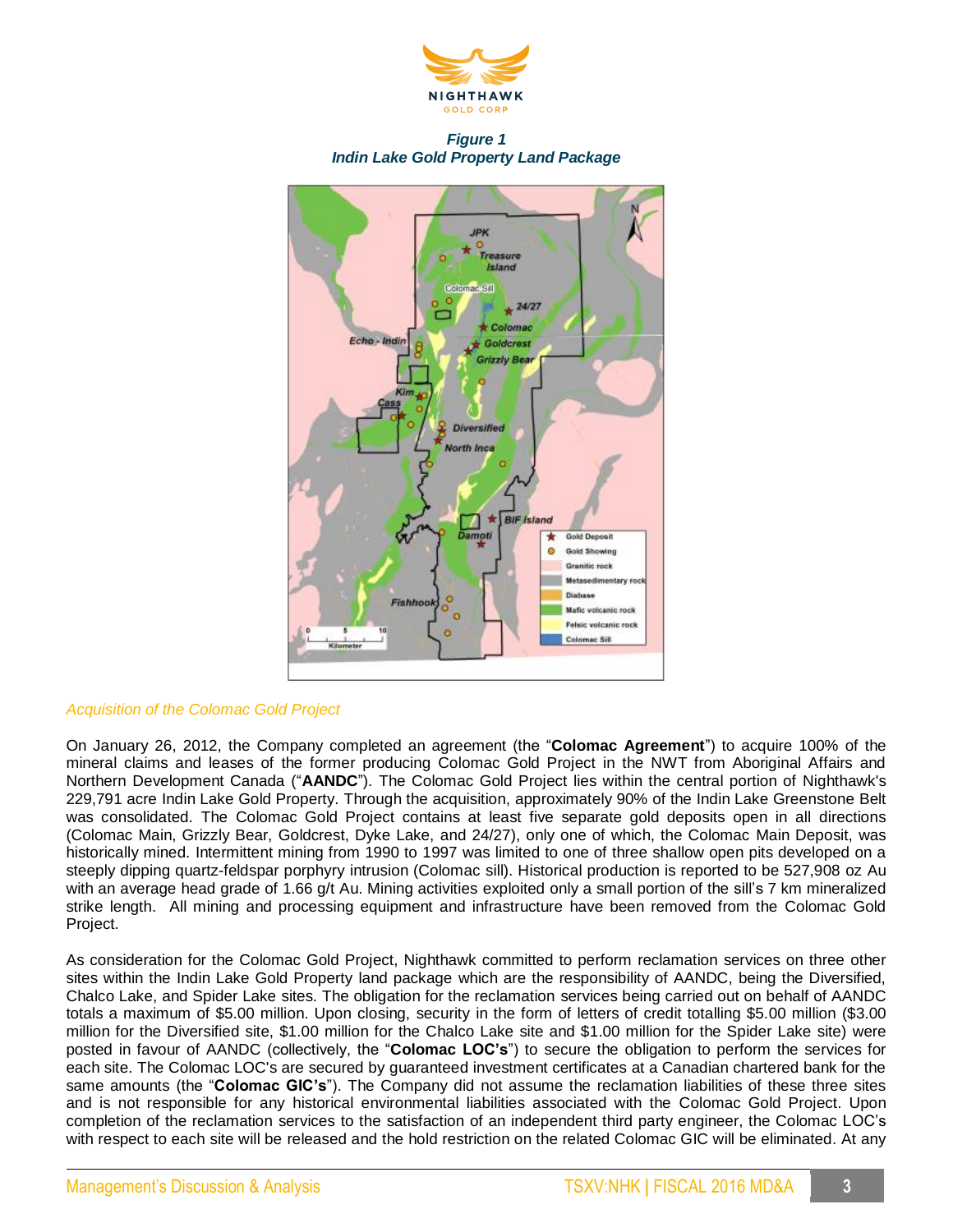*Figure 1*
*Indin Lake Gold Property Land Package*

JPK
Treasure Island
Colomac Sill
24/27
Colomac
Goldcrest
Grizzly Bear
Echo - Indin
Kim
Cass
Diversified
North Inca
BIF Island
Damoti
Fishhook

Gold Deposit
Gold Showing
Granitic rock
Metasedimentary rock
Diabase
Mafic volcanic rock
Felsic volcanic rock
Colomac Sill

0 5 10
Kilometer

N

### *Acquisition of the Colomac Gold Project*

On January 26, 2012, the Company completed an agreement (the "**Colomac Agreement**") to acquire 100% of the mineral claims and leases of the former producing Colomac Gold Project in the NWT from Aboriginal Affairs and Northern Development Canada ("**AANDC**"). The Colomac Gold Project lies within the central portion of Nighthawk's 229,791 acre Indin Lake Gold Property. Through the acquisition, approximately 90% of the Indin Lake Greenstone Belt was consolidated. The Colomac Gold Project contains at least five separate gold deposits open in all directions (Colomac Main, Grizzly Bear, Goldcrest, Dyke Lake, and 24/27), only one of which, the Colomac Main Deposit, was historically mined. Intermittent mining from 1990 to 1997 was limited to one of three shallow open pits developed on a steeply dipping quartz-feldspar porphyry intrusion (Colomac sill). Historical production is reported to be 527,908 oz Au with an average head grade of 1.66 g/t Au. Mining activities exploited only a small portion of the sill's 7 km mineralized strike length. All mining and processing equipment and infrastructure have been removed from the Colomac Gold Project.

As consideration for the Colomac Gold Project, Nighthawk committed to perform reclamation services on three other sites within the Indin Lake Gold Property land package which are the responsibility of AANDC, being the Diversified, Chalco Lake, and Spider Lake sites. The obligation for the reclamation services being carried out on behalf of AANDC totals a maximum of $5.00 million. Upon closing, security in the form of letters of credit totalling $5.00 million ($3.00 million for the Diversified site, $1.00 million for the Chalco Lake site and $1.00 million for the Spider Lake site) were posted in favour of AANDC (collectively, the "**Colomac LOC's**") to secure the obligation to perform the services for each site. The Colomac LOC's are secured by guaranteed investment certificates at a Canadian chartered bank for the same amounts (the "**Colomac GIC's**"). The Company did not assume the reclamation liabilities of these three sites and is not responsible for any historical environmental liabilities associated with the Colomac Gold Project. Upon completion of the reclamation services to the satisfaction of an independent third party engineer, the Colomac LOC's with respect to each site will be released and the hold restriction on the related Colomac GIC will be eliminated. At any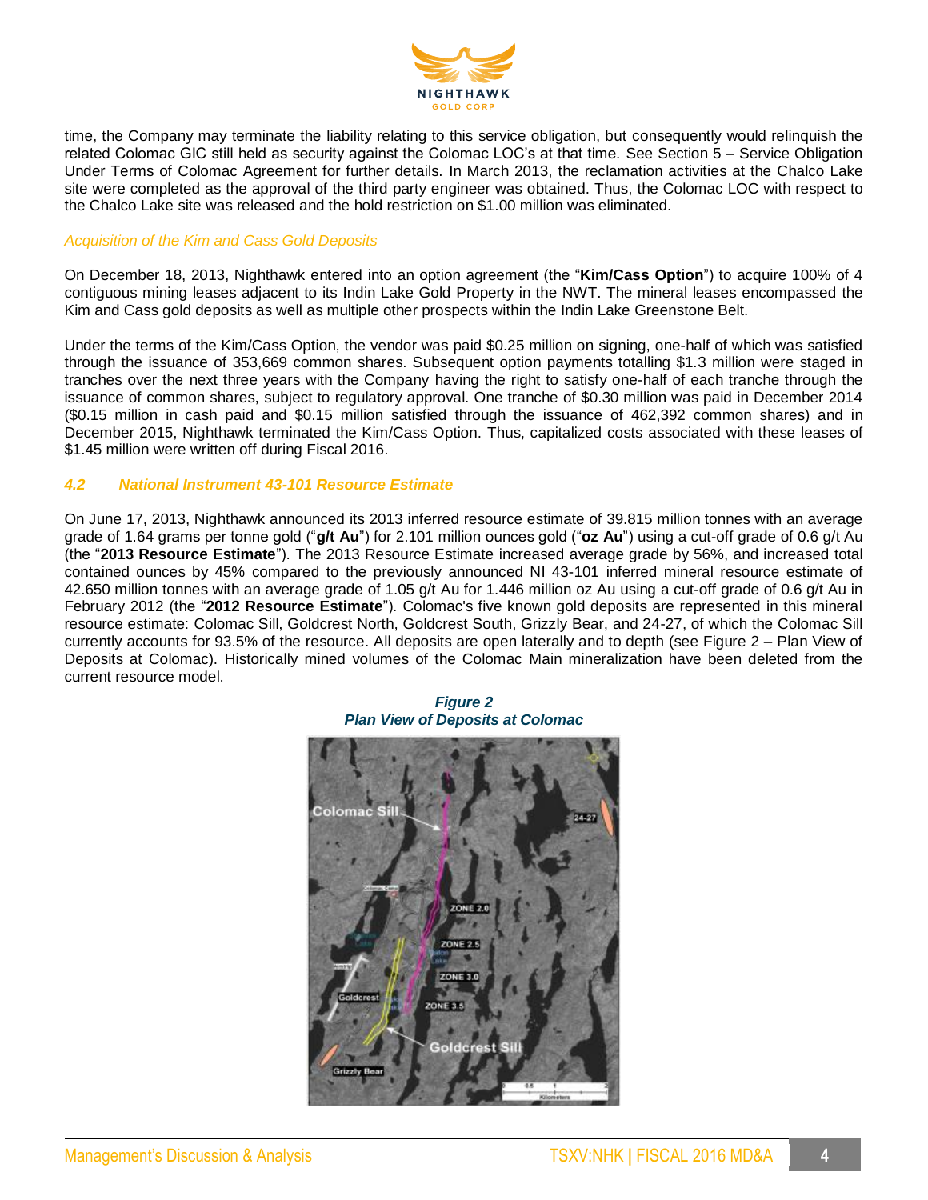time, the Company may terminate the liability relating to this service obligation, but consequently would relinquish the related Colomac GIC still held as security against the Colomac LOC's at that time. See Section 5 – Service Obligation Under Terms of Colomac Agreement for further details. In March 2013, the reclamation activities at the Chalco Lake site were completed as the approval of the third party engineer was obtained. Thus, the Colomac LOC with respect to the Chalco Lake site was released and the hold restriction on $1.00 million was eliminated.

*Acquisition of the Kim and Cass Gold Deposits*

On December 18, 2013, Nighthawk entered into an option agreement (the "**Kim/Cass Option**") to acquire 100% of 4 contiguous mining leases adjacent to its Indin Lake Gold Property in the NWT. The mineral leases encompassed the Kim and Cass gold deposits as well as multiple other prospects within the Indin Lake Greenstone Belt.

Under the terms of the Kim/Cass Option, the vendor was paid $0.25 million on signing, one-half of which was satisfied through the issuance of 353,669 common shares. Subsequent option payments totalling $1.3 million were staged in tranches over the next three years with the Company having the right to satisfy one-half of each tranche through the issuance of common shares, subject to regulatory approval. One tranche of $0.30 million was paid in December 2014 ($0.15 million in cash paid and $0.15 million satisfied through the issuance of 462,392 common shares) and in December 2015, Nighthawk terminated the Kim/Cass Option. Thus, capitalized costs associated with these leases of $1.45 million were written off during Fiscal 2016.

## *4.2 National Instrument 43-101 Resource Estimate*

On June 17, 2013, Nighthawk announced its 2013 inferred resource estimate of 39.815 million tonnes with an average grade of 1.64 grams per tonne gold ("**g/t Au**") for 2.101 million ounces gold ("**oz Au**") using a cut-off grade of 0.6 g/t Au (the "**2013 Resource Estimate**"). The 2013 Resource Estimate increased average grade by 56%, and increased total contained ounces by 45% compared to the previously announced NI 43-101 inferred mineral resource estimate of 42.650 million tonnes with an average grade of 1.05 g/t Au for 1.446 million oz Au using a cut-off grade of 0.6 g/t Au in February 2012 (the "**2012 Resource Estimate**"). Colomac's five known gold deposits are represented in this mineral resource estimate: Colomac Sill, Goldcrest North, Goldcrest South, Grizzly Bear, and 24-27, of which the Colomac Sill currently accounts for 93.5% of the resource. All deposits are open laterally and to depth (see Figure 2 – Plan View of Deposits at Colomac). Historically mined volumes of the Colomac Main mineralization have been deleted from the current resource model.

***Figure 2***
***Plan View of Deposits at Colomac***

Colomac Sill
24-27
ZONE 2.0
ZONE 2.5
ZONE 3.0
ZONE 3.5
Goldcrest
Goldcrest Sill
Grizzly Bear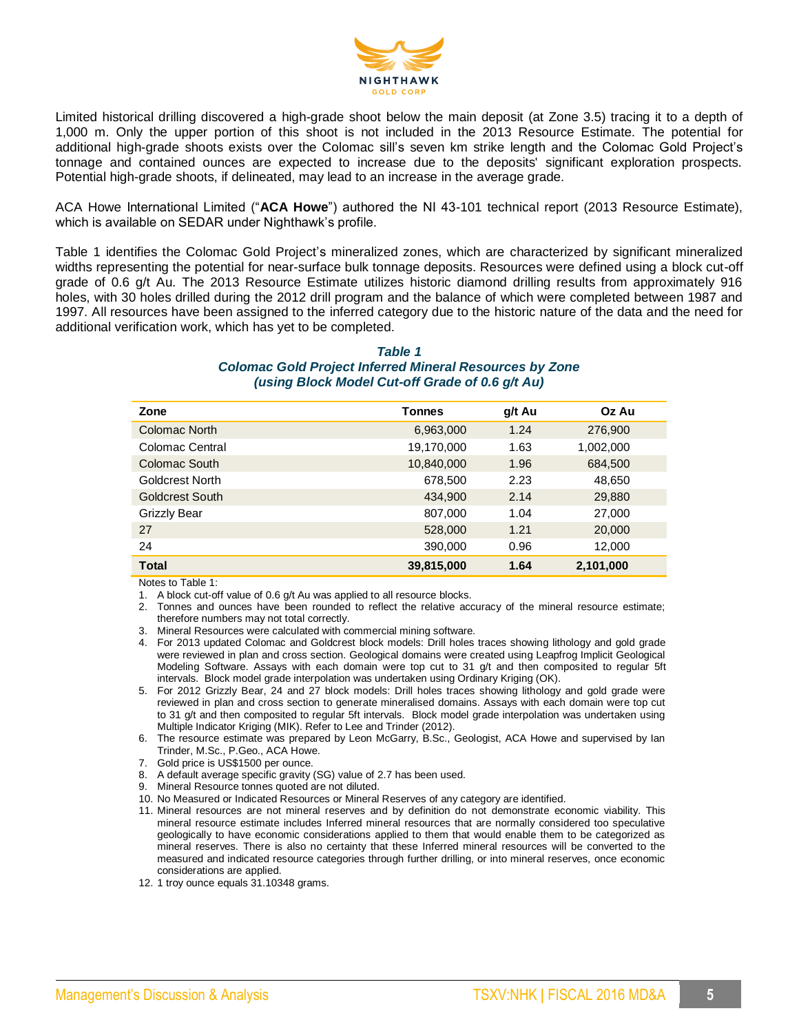Limited historical drilling discovered a high-grade shoot below the main deposit (at Zone 3.5) tracing it to a depth of 1,000 m. Only the upper portion of this shoot is not included in the 2013 Resource Estimate. The potential for additional high-grade shoots exists over the Colomac sill's seven km strike length and the Colomac Gold Project's tonnage and contained ounces are expected to increase due to the deposits' significant exploration prospects. Potential high-grade shoots, if delineated, may lead to an increase in the average grade.

ACA Howe International Limited ("**ACA Howe**") authored the NI 43-101 technical report (2013 Resource Estimate), which is available on SEDAR under Nighthawk's profile.

Table 1 identifies the Colomac Gold Project's mineralized zones, which are characterized by significant mineralized widths representing the potential for near-surface bulk tonnage deposits. Resources were defined using a block cut-off grade of 0.6 g/t Au. The 2013 Resource Estimate utilizes historic diamond drilling results from approximately 916 holes, with 30 holes drilled during the 2012 drill program and the balance of which were completed between 1987 and 1997. All resources have been assigned to the inferred category due to the historic nature of the data and the need for additional verification work, which has yet to be completed.

***Table 1***
***Colomac Gold Project Inferred Mineral Resources by Zone***
***(using Block Model Cut-off Grade of 0.6 g/t Au)***

| Zone | Tonnes | g/t Au | Oz Au |
|---|---|---|---|
| Colomac North | 6,963,000 | 1.24 | 276,900 |
| Colomac Central | 19,170,000 | 1.63 | 1,002,000 |
| Colomac South | 10,840,000 | 1.96 | 684,500 |
| Goldcrest North | 678,500 | 2.23 | 48,650 |
| Goldcrest South | 434,900 | 2.14 | 29,880 |
| Grizzly Bear | 807,000 | 1.04 | 27,000 |
| 27 | 528,000 | 1.21 | 20,000 |
| 24 | 390,000 | 0.96 | 12,000 |
| **Total** | **39,815,000** | **1.64** | **2,101,000** |

Notes to Table 1:

1. A block cut-off value of 0.6 g/t Au was applied to all resource blocks.
2. Tonnes and ounces have been rounded to reflect the relative accuracy of the mineral resource estimate; therefore numbers may not total correctly.
3. Mineral Resources were calculated with commercial mining software.
4. For 2013 updated Colomac and Goldcrest block models: Drill holes traces showing lithology and gold grade were reviewed in plan and cross section. Geological domains were created using Leapfrog Implicit Geological Modeling Software. Assays with each domain were top cut to 31 g/t and then composited to regular 5ft intervals. Block model grade interpolation was undertaken using Ordinary Kriging (OK).
5. For 2012 Grizzly Bear, 24 and 27 block models: Drill holes traces showing lithology and gold grade were reviewed in plan and cross section to generate mineralised domains. Assays with each domain were top cut to 31 g/t and then composited to regular 5ft intervals. Block model grade interpolation was undertaken using Multiple Indicator Kriging (MIK). Refer to Lee and Trinder (2012).
6. The resource estimate was prepared by Leon McGarry, B.Sc., Geologist, ACA Howe and supervised by Ian Trinder, M.Sc., P.Geo., ACA Howe.
7. Gold price is US$1500 per ounce.
8. A default average specific gravity (SG) value of 2.7 has been used.
9. Mineral Resource tonnes quoted are not diluted.
10. No Measured or Indicated Resources or Mineral Reserves of any category are identified.
11. Mineral resources are not mineral reserves and by definition do not demonstrate economic viability. This mineral resource estimate includes Inferred mineral resources that are normally considered too speculative geologically to have economic considerations applied to them that would enable them to be categorized as mineral reserves. There is also no certainty that these Inferred mineral resources will be converted to the measured and indicated resource categories through further drilling, or into mineral reserves, once economic considerations are applied.
12. 1 troy ounce equals 31.10348 grams.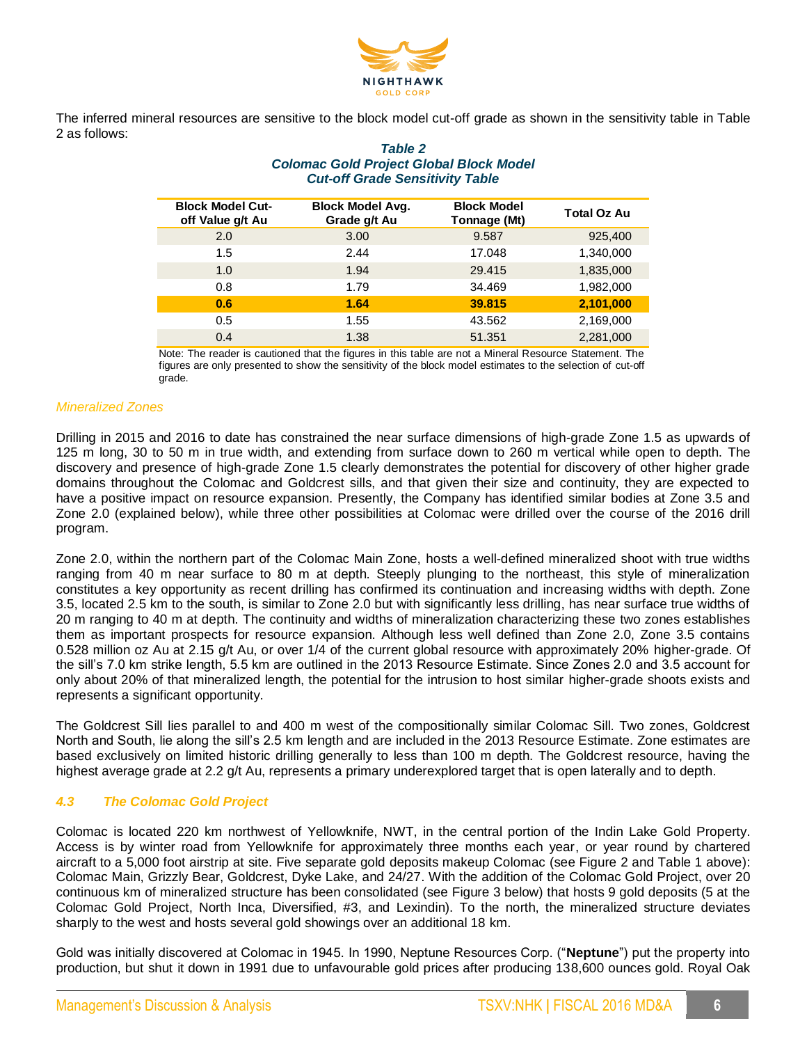The inferred mineral resources are sensitive to the block model cut-off grade as shown in the sensitivity table in Table 2 as follows:

***Table 2***
***Colomac Gold Project Global Block Model***
***Cut-off Grade Sensitivity Table***

| Block Model Cut-off Value g/t Au | Block Model Avg. Grade g/t Au | Block Model Tonnage (Mt) | Total Oz Au |
|---|---|---|---|
| 2.0 | 3.00 | 9.587 | 925,400 |
| 1.5 | 2.44 | 17.048 | 1,340,000 |
| 1.0 | 1.94 | 29.415 | 1,835,000 |
| 0.8 | 1.79 | 34.469 | 1,982,000 |
| **0.6** | **1.64** | **39.815** | **2,101,000** |
| 0.5 | 1.55 | 43.562 | 2,169,000 |
| 0.4 | 1.38 | 51.351 | 2,281,000 |

Note: The reader is cautioned that the figures in this table are not a Mineral Resource Statement. The figures are only presented to show the sensitivity of the block model estimates to the selection of cut-off grade.

*Mineralized Zones*

Drilling in 2015 and 2016 to date has constrained the near surface dimensions of high-grade Zone 1.5 as upwards of 125 m long, 30 to 50 m in true width, and extending from surface down to 260 m vertical while open to depth. The discovery and presence of high-grade Zone 1.5 clearly demonstrates the potential for discovery of other higher grade domains throughout the Colomac and Goldcrest sills, and that given their size and continuity, they are expected to have a positive impact on resource expansion. Presently, the Company has identified similar bodies at Zone 3.5 and Zone 2.0 (explained below), while three other possibilities at Colomac were drilled over the course of the 2016 drill program.

Zone 2.0, within the northern part of the Colomac Main Zone, hosts a well-defined mineralized shoot with true widths ranging from 40 m near surface to 80 m at depth. Steeply plunging to the northeast, this style of mineralization constitutes a key opportunity as recent drilling has confirmed its continuation and increasing widths with depth. Zone 3.5, located 2.5 km to the south, is similar to Zone 2.0 but with significantly less drilling, has near surface true widths of 20 m ranging to 40 m at depth. The continuity and widths of mineralization characterizing these two zones establishes them as important prospects for resource expansion. Although less well defined than Zone 2.0, Zone 3.5 contains 0.528 million oz Au at 2.15 g/t Au, or over 1/4 of the current global resource with approximately 20% higher-grade. Of the sill's 7.0 km strike length, 5.5 km are outlined in the 2013 Resource Estimate. Since Zones 2.0 and 3.5 account for only about 20% of that mineralized length, the potential for the intrusion to host similar higher-grade shoots exists and represents a significant opportunity.

The Goldcrest Sill lies parallel to and 400 m west of the compositionally similar Colomac Sill. Two zones, Goldcrest North and South, lie along the sill's 2.5 km length and are included in the 2013 Resource Estimate. Zone estimates are based exclusively on limited historic drilling generally to less than 100 m depth. The Goldcrest resource, having the highest average grade at 2.2 g/t Au, represents a primary underexplored target that is open laterally and to depth.

### *4.3 The Colomac Gold Project*

Colomac is located 220 km northwest of Yellowknife, NWT, in the central portion of the Indin Lake Gold Property. Access is by winter road from Yellowknife for approximately three months each year, or year round by chartered aircraft to a 5,000 foot airstrip at site. Five separate gold deposits makeup Colomac (see Figure 2 and Table 1 above): Colomac Main, Grizzly Bear, Goldcrest, Dyke Lake, and 24/27. With the addition of the Colomac Gold Project, over 20 continuous km of mineralized structure has been consolidated (see Figure 3 below) that hosts 9 gold deposits (5 at the Colomac Gold Project, North Inca, Diversified, #3, and Lexindin). To the north, the mineralized structure deviates sharply to the west and hosts several gold showings over an additional 18 km.

Gold was initially discovered at Colomac in 1945. In 1990, Neptune Resources Corp. ("**Neptune**") put the property into production, but shut it down in 1991 due to unfavourable gold prices after producing 138,600 ounces gold. Royal Oak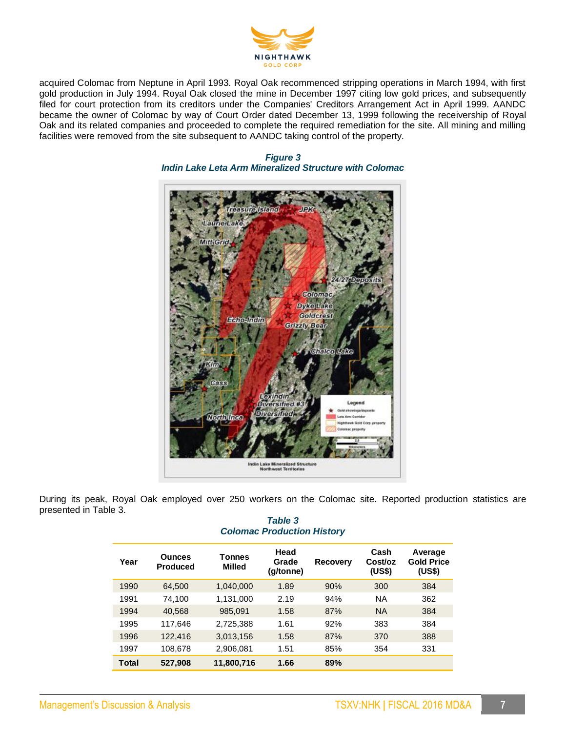acquired Colomac from Neptune in April 1993. Royal Oak recommenced stripping operations in March 1994, with first gold production in July 1994. Royal Oak closed the mine in December 1997 citing low gold prices, and subsequently filed for court protection from its creditors under the Companies' Creditors Arrangement Act in April 1999. AANDC became the owner of Colomac by way of Court Order dated December 13, 1999 following the receivership of Royal Oak and its related companies and proceeded to complete the required remediation for the site. All mining and milling facilities were removed from the site subsequent to AANDC taking control of the property.

***Figure 3***
***Indin Lake Leta Arm Mineralized Structure with Colomac***

Treasure Island
JPK
Laurie Lake
Mitt Grid
24/27 Deposits
Colomac
Dyke Lake
Goldcrest
Echo-Indin
Grizzly Bear
Chalco Lake
Kim
Cass
Lexindin
Diversified #3
Diversified
North Inca
Legend
Gold showings/deposits
Leta Arm Corridor
Nighthawk Gold Corp. property
Colomac property
Kilometers
Indin Lake Mineralized Structure
Northwest Territories

During its peak, Royal Oak employed over 250 workers on the Colomac site. Reported production statistics are presented in Table 3.

***Table 3***
***Colomac Production History***

| Year | Ounces Produced | Tonnes Milled | Head Grade (g/tonne) | Recovery | Cash Cost/oz (US$) | Average Gold Price (US$) |
|---|---|---|---|---|---|---|
| 1990 | 64,500 | 1,040,000 | 1.89 | 90% | 300 | 384 |
| 1991 | 74,100 | 1,131,000 | 2.19 | 94% | NA | 362 |
| 1994 | 40,568 | 985,091 | 1.58 | 87% | NA | 384 |
| 1995 | 117,646 | 2,725,388 | 1.61 | 92% | 383 | 384 |
| 1996 | 122,416 | 3,013,156 | 1.58 | 87% | 370 | 388 |
| 1997 | 108,678 | 2,906,081 | 1.51 | 85% | 354 | 331 |
| **Total** | **527,908** | **11,800,716** | **1.66** | **89%** | | |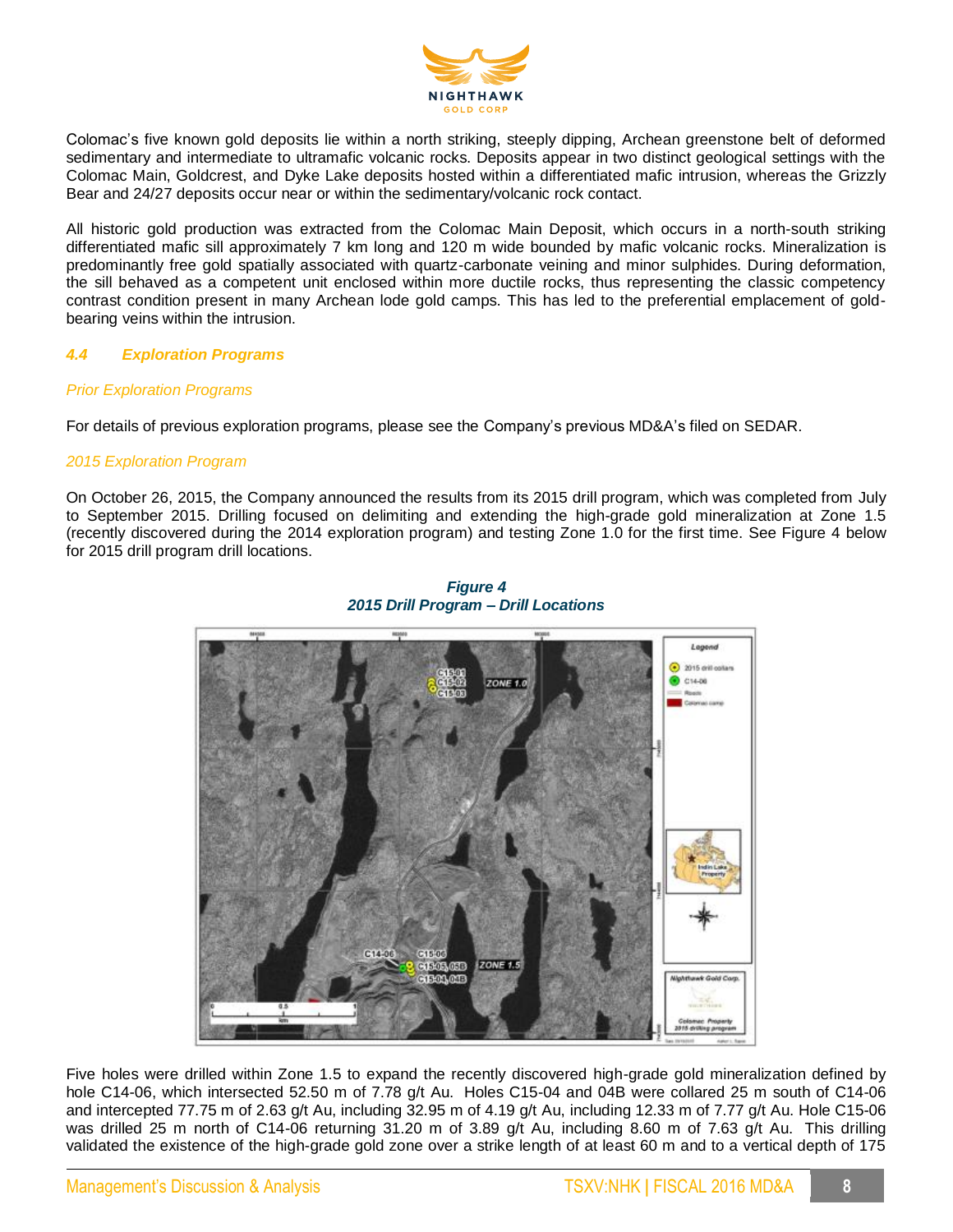Colomac's five known gold deposits lie within a north striking, steeply dipping, Archean greenstone belt of deformed sedimentary and intermediate to ultramafic volcanic rocks. Deposits appear in two distinct geological settings with the Colomac Main, Goldcrest, and Dyke Lake deposits hosted within a differentiated mafic intrusion, whereas the Grizzly Bear and 24/27 deposits occur near or within the sedimentary/volcanic rock contact.

All historic gold production was extracted from the Colomac Main Deposit, which occurs in a north-south striking differentiated mafic sill approximately 7 km long and 120 m wide bounded by mafic volcanic rocks. Mineralization is predominantly free gold spatially associated with quartz-carbonate veining and minor sulphides. During deformation, the sill behaved as a competent unit enclosed within more ductile rocks, thus representing the classic competency contrast condition present in many Archean lode gold camps. This has led to the preferential emplacement of gold-bearing veins within the intrusion.

### *4.4 Exploration Programs*

*Prior Exploration Programs*

For details of previous exploration programs, please see the Company's previous MD&A's filed on SEDAR.

*2015 Exploration Program*

On October 26, 2015, the Company announced the results from its 2015 drill program, which was completed from July to September 2015. Drilling focused on delimiting and extending the high-grade gold mineralization at Zone 1.5 (recently discovered during the 2014 exploration program) and testing Zone 1.0 for the first time. See Figure 4 below for 2015 drill program drill locations.

***Figure 4***
***2015 Drill Program – Drill Locations***

Five holes were drilled within Zone 1.5 to expand the recently discovered high-grade gold mineralization defined by hole C14-06, which intersected 52.50 m of 7.78 g/t Au. Holes C15-04 and 04B were collared 25 m south of C14-06 and intercepted 77.75 m of 2.63 g/t Au, including 32.95 m of 4.19 g/t Au, including 12.33 m of 7.77 g/t Au. Hole C15-06 was drilled 25 m north of C14-06 returning 31.20 m of 3.89 g/t Au, including 8.60 m of 7.63 g/t Au. This drilling validated the existence of the high-grade gold zone over a strike length of at least 60 m and to a vertical depth of 175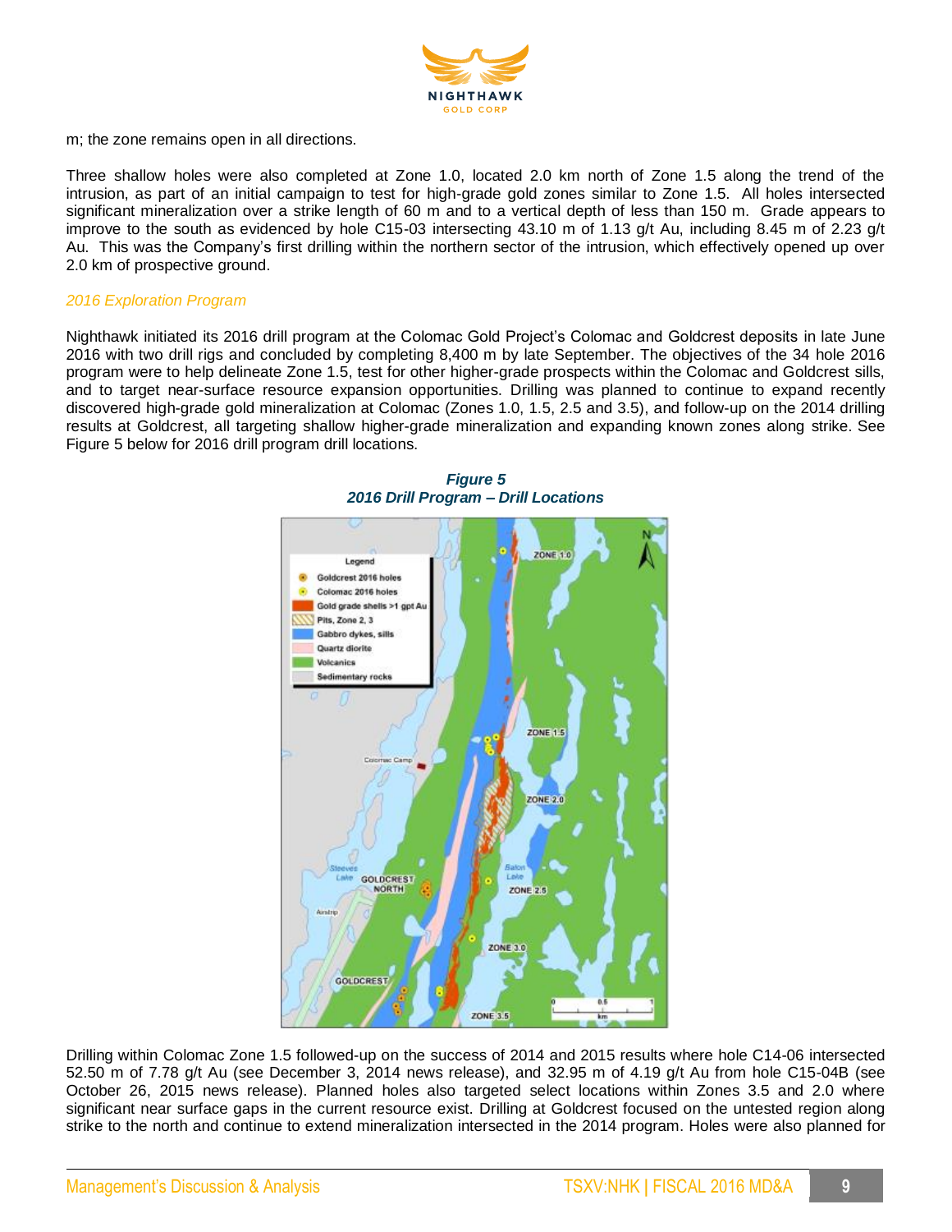m; the zone remains open in all directions.

Three shallow holes were also completed at Zone 1.0, located 2.0 km north of Zone 1.5 along the trend of the intrusion, as part of an initial campaign to test for high-grade gold zones similar to Zone 1.5. All holes intersected significant mineralization over a strike length of 60 m and to a vertical depth of less than 150 m. Grade appears to improve to the south as evidenced by hole C15-03 intersecting 43.10 m of 1.13 g/t Au, including 8.45 m of 2.23 g/t Au. This was the Company's first drilling within the northern sector of the intrusion, which effectively opened up over 2.0 km of prospective ground.

*2016 Exploration Program*

Nighthawk initiated its 2016 drill program at the Colomac Gold Project's Colomac and Goldcrest deposits in late June 2016 with two drill rigs and concluded by completing 8,400 m by late September. The objectives of the 34 hole 2016 program were to help delineate Zone 1.5, test for other higher-grade prospects within the Colomac and Goldcrest sills, and to target near-surface resource expansion opportunities. Drilling was planned to continue to expand recently discovered high-grade gold mineralization at Colomac (Zones 1.0, 1.5, 2.5 and 3.5), and follow-up on the 2014 drilling results at Goldcrest, all targeting shallow higher-grade mineralization and expanding known zones along strike. See Figure 5 below for 2016 drill program drill locations.

***Figure 5***
***2016 Drill Program – Drill Locations***

Legend
Goldcrest 2016 holes
Colomac 2016 holes
Gold grade shells >1 gpt Au
Pits, Zone 2, 3
Gabbro dykes, sills
Quartz diorite
Volcanics
Sedimentary rocks

ZONE 1.0
ZONE 1.5
ZONE 2.0
ZONE 2.5
ZONE 3.0
ZONE 3.5
GOLDCREST NORTH
GOLDCREST
Colomac Camp
Steeves Lake
Baton Lake
Airstrip
N
0 0.5 1
km

Drilling within Colomac Zone 1.5 followed-up on the success of 2014 and 2015 results where hole C14-06 intersected 52.50 m of 7.78 g/t Au (see December 3, 2014 news release), and 32.95 m of 4.19 g/t Au from hole C15-04B (see October 26, 2015 news release). Planned holes also targeted select locations within Zones 3.5 and 2.0 where significant near surface gaps in the current resource exist. Drilling at Goldcrest focused on the untested region along strike to the north and continue to extend mineralization intersected in the 2014 program. Holes were also planned for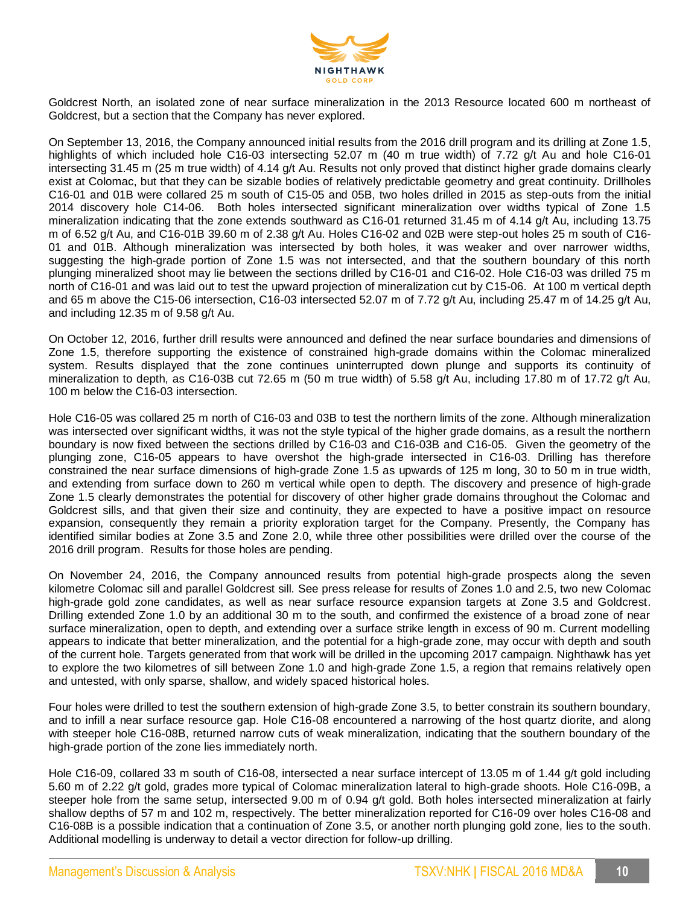Goldcrest North, an isolated zone of near surface mineralization in the 2013 Resource located 600 m northeast of Goldcrest, but a section that the Company has never explored.

On September 13, 2016, the Company announced initial results from the 2016 drill program and its drilling at Zone 1.5, highlights of which included hole C16-03 intersecting 52.07 m (40 m true width) of 7.72 g/t Au and hole C16-01 intersecting 31.45 m (25 m true width) of 4.14 g/t Au. Results not only proved that distinct higher grade domains clearly exist at Colomac, but that they can be sizable bodies of relatively predictable geometry and great continuity. Drillholes C16-01 and 01B were collared 25 m south of C15-05 and 05B, two holes drilled in 2015 as step-outs from the initial 2014 discovery hole C14-06. Both holes intersected significant mineralization over widths typical of Zone 1.5 mineralization indicating that the zone extends southward as C16-01 returned 31.45 m of 4.14 g/t Au, including 13.75 m of 6.52 g/t Au, and C16-01B 39.60 m of 2.38 g/t Au. Holes C16-02 and 02B were step-out holes 25 m south of C16-01 and 01B. Although mineralization was intersected by both holes, it was weaker and over narrower widths, suggesting the high-grade portion of Zone 1.5 was not intersected, and that the southern boundary of this north plunging mineralized shoot may lie between the sections drilled by C16-01 and C16-02. Hole C16-03 was drilled 75 m north of C16-01 and was laid out to test the upward projection of mineralization cut by C15-06. At 100 m vertical depth and 65 m above the C15-06 intersection, C16-03 intersected 52.07 m of 7.72 g/t Au, including 25.47 m of 14.25 g/t Au, and including 12.35 m of 9.58 g/t Au.

On October 12, 2016, further drill results were announced and defined the near surface boundaries and dimensions of Zone 1.5, therefore supporting the existence of constrained high-grade domains within the Colomac mineralized system. Results displayed that the zone continues uninterrupted down plunge and supports its continuity of mineralization to depth, as C16-03B cut 72.65 m (50 m true width) of 5.58 g/t Au, including 17.80 m of 17.72 g/t Au, 100 m below the C16-03 intersection.

Hole C16-05 was collared 25 m north of C16-03 and 03B to test the northern limits of the zone. Although mineralization was intersected over significant widths, it was not the style typical of the higher grade domains, as a result the northern boundary is now fixed between the sections drilled by C16-03 and C16-03B and C16-05. Given the geometry of the plunging zone, C16-05 appears to have overshot the high-grade intersected in C16-03. Drilling has therefore constrained the near surface dimensions of high-grade Zone 1.5 as upwards of 125 m long, 30 to 50 m in true width, and extending from surface down to 260 m vertical while open to depth. The discovery and presence of high-grade Zone 1.5 clearly demonstrates the potential for discovery of other higher grade domains throughout the Colomac and Goldcrest sills, and that given their size and continuity, they are expected to have a positive impact on resource expansion, consequently they remain a priority exploration target for the Company. Presently, the Company has identified similar bodies at Zone 3.5 and Zone 2.0, while three other possibilities were drilled over the course of the 2016 drill program. Results for those holes are pending.

On November 24, 2016, the Company announced results from potential high-grade prospects along the seven kilometre Colomac sill and parallel Goldcrest sill. See press release for results of Zones 1.0 and 2.5, two new Colomac high-grade gold zone candidates, as well as near surface resource expansion targets at Zone 3.5 and Goldcrest. Drilling extended Zone 1.0 by an additional 30 m to the south, and confirmed the existence of a broad zone of near surface mineralization, open to depth, and extending over a surface strike length in excess of 90 m. Current modelling appears to indicate that better mineralization, and the potential for a high-grade zone, may occur with depth and south of the current hole. Targets generated from that work will be drilled in the upcoming 2017 campaign. Nighthawk has yet to explore the two kilometres of sill between Zone 1.0 and high-grade Zone 1.5, a region that remains relatively open and untested, with only sparse, shallow, and widely spaced historical holes.

Four holes were drilled to test the southern extension of high-grade Zone 3.5, to better constrain its southern boundary, and to infill a near surface resource gap. Hole C16-08 encountered a narrowing of the host quartz diorite, and along with steeper hole C16-08B, returned narrow cuts of weak mineralization, indicating that the southern boundary of the high-grade portion of the zone lies immediately north.

Hole C16-09, collared 33 m south of C16-08, intersected a near surface intercept of 13.05 m of 1.44 g/t gold including 5.60 m of 2.22 g/t gold, grades more typical of Colomac mineralization lateral to high-grade shoots. Hole C16-09B, a steeper hole from the same setup, intersected 9.00 m of 0.94 g/t gold. Both holes intersected mineralization at fairly shallow depths of 57 m and 102 m, respectively. The better mineralization reported for C16-09 over holes C16-08 and C16-08B is a possible indication that a continuation of Zone 3.5, or another north plunging gold zone, lies to the south. Additional modelling is underway to detail a vector direction for follow-up drilling.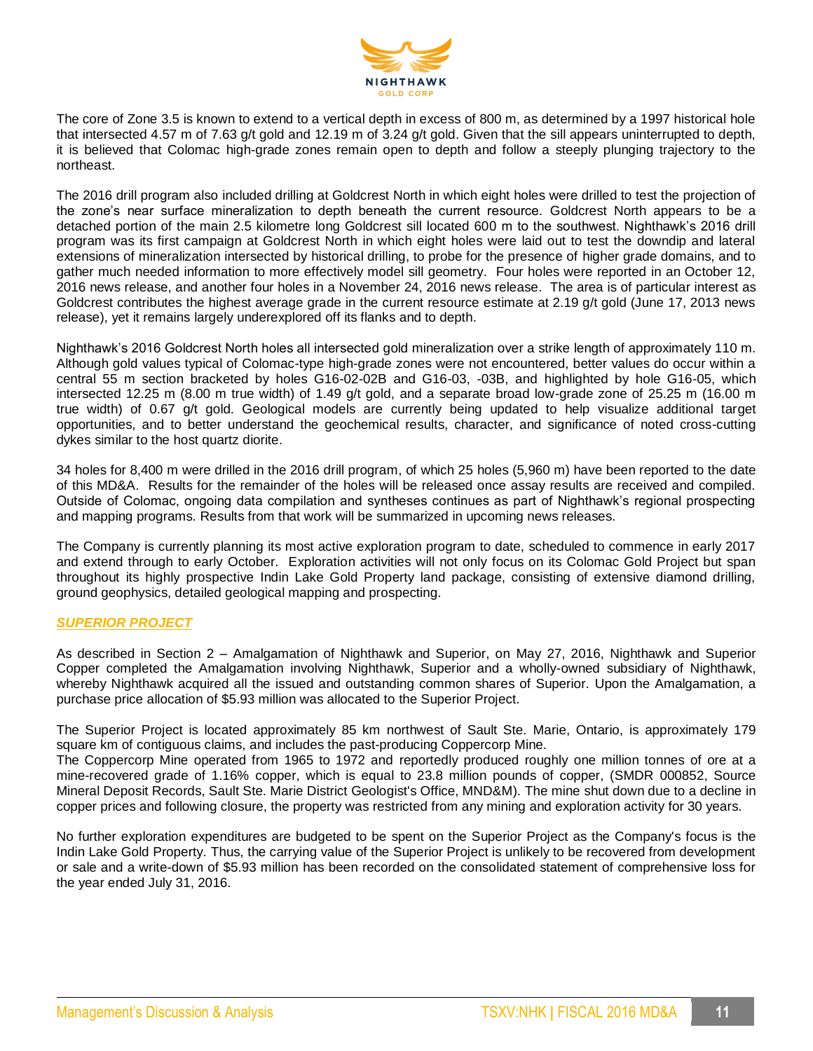The core of Zone 3.5 is known to extend to a vertical depth in excess of 800 m, as determined by a 1997 historical hole that intersected 4.57 m of 7.63 g/t gold and 12.19 m of 3.24 g/t gold. Given that the sill appears uninterrupted to depth, it is believed that Colomac high-grade zones remain open to depth and follow a steeply plunging trajectory to the northeast.

The 2016 drill program also included drilling at Goldcrest North in which eight holes were drilled to test the projection of the zone's near surface mineralization to depth beneath the current resource. Goldcrest North appears to be a detached portion of the main 2.5 kilometre long Goldcrest sill located 600 m to the southwest. Nighthawk's 2016 drill program was its first campaign at Goldcrest North in which eight holes were laid out to test the downdip and lateral extensions of mineralization intersected by historical drilling, to probe for the presence of higher grade domains, and to gather much needed information to more effectively model sill geometry. Four holes were reported in an October 12, 2016 news release, and another four holes in a November 24, 2016 news release. The area is of particular interest as Goldcrest contributes the highest average grade in the current resource estimate at 2.19 g/t gold (June 17, 2013 news release), yet it remains largely underexplored off its flanks and to depth.

Nighthawk's 2016 Goldcrest North holes all intersected gold mineralization over a strike length of approximately 110 m. Although gold values typical of Colomac-type high-grade zones were not encountered, better values do occur within a central 55 m section bracketed by holes G16-02-02B and G16-03, -03B, and highlighted by hole G16-05, which intersected 12.25 m (8.00 m true width) of 1.49 g/t gold, and a separate broad low-grade zone of 25.25 m (16.00 m true width) of 0.67 g/t gold. Geological models are currently being updated to help visualize additional target opportunities, and to better understand the geochemical results, character, and significance of noted cross-cutting dykes similar to the host quartz diorite.

34 holes for 8,400 m were drilled in the 2016 drill program, of which 25 holes (5,960 m) have been reported to the date of this MD&A. Results for the remainder of the holes will be released once assay results are received and compiled. Outside of Colomac, ongoing data compilation and syntheses continues as part of Nighthawk's regional prospecting and mapping programs. Results from that work will be summarized in upcoming news releases.

The Company is currently planning its most active exploration program to date, scheduled to commence in early 2017 and extend through to early October. Exploration activities will not only focus on its Colomac Gold Project but span throughout its highly prospective Indin Lake Gold Property land package, consisting of extensive diamond drilling, ground geophysics, detailed geological mapping and prospecting.

### ***SUPERIOR PROJECT***

As described in Section 2 – Amalgamation of Nighthawk and Superior, on May 27, 2016, Nighthawk and Superior Copper completed the Amalgamation involving Nighthawk, Superior and a wholly-owned subsidiary of Nighthawk, whereby Nighthawk acquired all the issued and outstanding common shares of Superior. Upon the Amalgamation, a purchase price allocation of $5.93 million was allocated to the Superior Project.

The Superior Project is located approximately 85 km northwest of Sault Ste. Marie, Ontario, is approximately 179 square km of contiguous claims, and includes the past-producing Coppercorp Mine.
The Coppercorp Mine operated from 1965 to 1972 and reportedly produced roughly one million tonnes of ore at a mine-recovered grade of 1.16% copper, which is equal to 23.8 million pounds of copper, (SMDR 000852, Source Mineral Deposit Records, Sault Ste. Marie District Geologist's Office, MND&M). The mine shut down due to a decline in copper prices and following closure, the property was restricted from any mining and exploration activity for 30 years.

No further exploration expenditures are budgeted to be spent on the Superior Project as the Company's focus is the Indin Lake Gold Property. Thus, the carrying value of the Superior Project is unlikely to be recovered from development or sale and a write-down of $5.93 million has been recorded on the consolidated statement of comprehensive loss for the year ended July 31, 2016.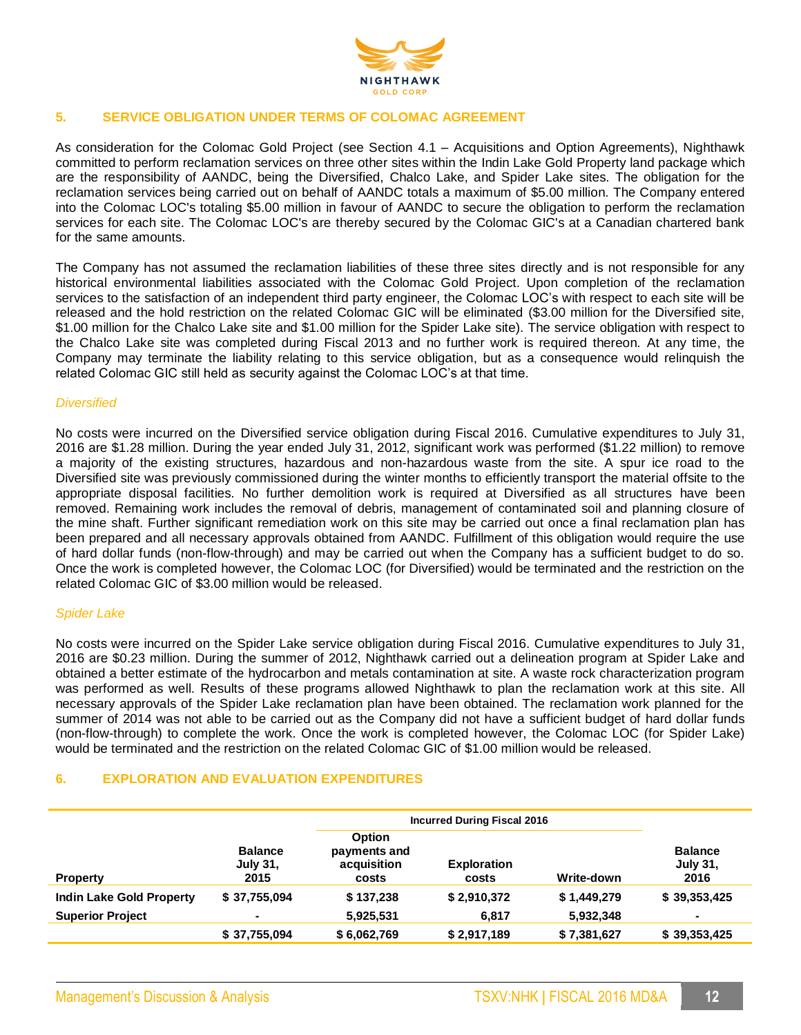## 5. SERVICE OBLIGATION UNDER TERMS OF COLOMAC AGREEMENT

As consideration for the Colomac Gold Project (see Section 4.1 – Acquisitions and Option Agreements), Nighthawk committed to perform reclamation services on three other sites within the Indin Lake Gold Property land package which are the responsibility of AANDC, being the Diversified, Chalco Lake, and Spider Lake sites. The obligation for the reclamation services being carried out on behalf of AANDC totals a maximum of $5.00 million. The Company entered into the Colomac LOC's totaling $5.00 million in favour of AANDC to secure the obligation to perform the reclamation services for each site. The Colomac LOC's are thereby secured by the Colomac GIC's at a Canadian chartered bank for the same amounts.

The Company has not assumed the reclamation liabilities of these three sites directly and is not responsible for any historical environmental liabilities associated with the Colomac Gold Project. Upon completion of the reclamation services to the satisfaction of an independent third party engineer, the Colomac LOC's with respect to each site will be released and the hold restriction on the related Colomac GIC will be eliminated ($3.00 million for the Diversified site, $1.00 million for the Chalco Lake site and $1.00 million for the Spider Lake site). The service obligation with respect to the Chalco Lake site was completed during Fiscal 2013 and no further work is required thereon. At any time, the Company may terminate the liability relating to this service obligation, but as a consequence would relinquish the related Colomac GIC still held as security against the Colomac LOC's at that time.

*Diversified*

No costs were incurred on the Diversified service obligation during Fiscal 2016. Cumulative expenditures to July 31, 2016 are $1.28 million. During the year ended July 31, 2012, significant work was performed ($1.22 million) to remove a majority of the existing structures, hazardous and non-hazardous waste from the site. A spur ice road to the Diversified site was previously commissioned during the winter months to efficiently transport the material offsite to the appropriate disposal facilities. No further demolition work is required at Diversified as all structures have been removed. Remaining work includes the removal of debris, management of contaminated soil and planning closure of the mine shaft. Further significant remediation work on this site may be carried out once a final reclamation plan has been prepared and all necessary approvals obtained from AANDC. Fulfillment of this obligation would require the use of hard dollar funds (non-flow-through) and may be carried out when the Company has a sufficient budget to do so. Once the work is completed however, the Colomac LOC (for Diversified) would be terminated and the restriction on the related Colomac GIC of $3.00 million would be released.

*Spider Lake*

No costs were incurred on the Spider Lake service obligation during Fiscal 2016. Cumulative expenditures to July 31, 2016 are $0.23 million. During the summer of 2012, Nighthawk carried out a delineation program at Spider Lake and obtained a better estimate of the hydrocarbon and metals contamination at site. A waste rock characterization program was performed as well. Results of these programs allowed Nighthawk to plan the reclamation work at this site. All necessary approvals of the Spider Lake reclamation plan have been obtained. The reclamation work planned for the summer of 2014 was not able to be carried out as the Company did not have a sufficient budget of hard dollar funds (non-flow-through) to complete the work. Once the work is completed however, the Colomac LOC (for Spider Lake) would be terminated and the restriction on the related Colomac GIC of $1.00 million would be released.

## 6. EXPLORATION AND EVALUATION EXPENDITURES

| | | Incurred During Fiscal 2016 | | | |
|---|---|---|---|---|---|
| **Property** | **Balance July 31, 2015** | **Option payments and acquisition costs** | **Exploration costs** | **Write-down** | **Balance July 31, 2016** |
| **Indin Lake Gold Property** | $ 37,755,094 | $ 137,238 | $ 2,910,372 | $ 1,449,279 | $ 39,353,425 |
| **Superior Project** | - | 5,925,531 | 6,817 | 5,932,348 | - |
| | $ 37,755,094 | $ 6,062,769 | $ 2,917,189 | $ 7,381,627 | $ 39,353,425 |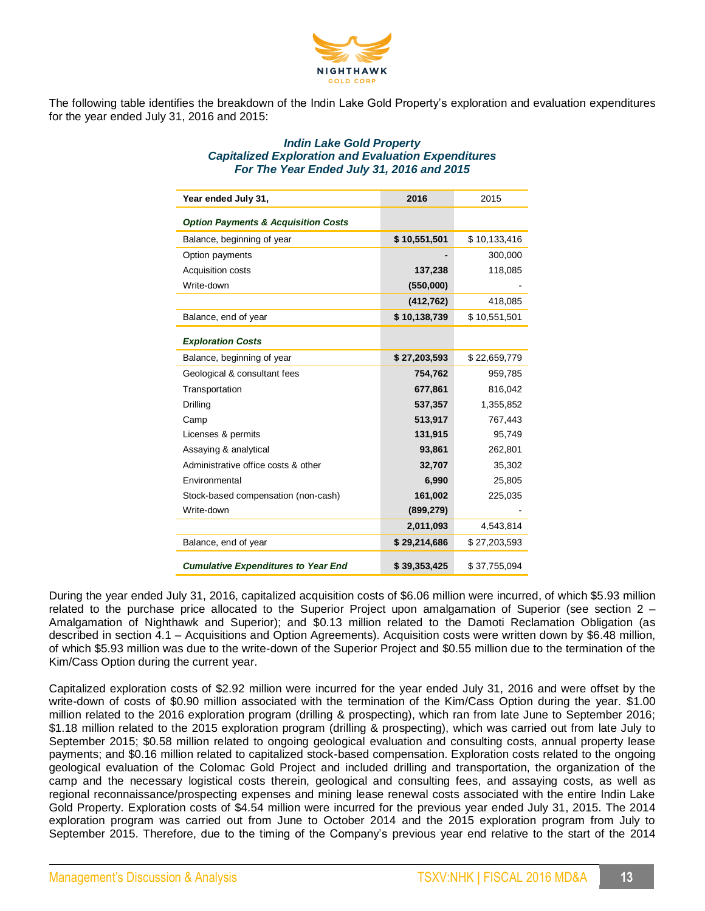The following table identifies the breakdown of the Indin Lake Gold Property's exploration and evaluation expenditures for the year ended July 31, 2016 and 2015:

***Indin Lake Gold Property***
***Capitalized Exploration and Evaluation Expenditures***
***For The Year Ended July 31, 2016 and 2015***

| Year ended July 31, | 2016 | 2015 |
|---|---|---|
| ***Option Payments & Acquisition Costs*** | | |
| Balance, beginning of year | **$ 10,551,501** | $ 10,133,416 |
| Option payments | **-** | 300,000 |
| Acquisition costs | **137,238** | 118,085 |
| Write-down | **(550,000)** | - |
| | **(412,762)** | 418,085 |
| Balance, end of year | **$ 10,138,739** | $ 10,551,501 |
| ***Exploration Costs*** | | |
| Balance, beginning of year | **$ 27,203,593** | $ 22,659,779 |
| Geological & consultant fees | **754,762** | 959,785 |
| Transportation | **677,861** | 816,042 |
| Drilling | **537,357** | 1,355,852 |
| Camp | **513,917** | 767,443 |
| Licenses & permits | **131,915** | 95,749 |
| Assaying & analytical | **93,861** | 262,801 |
| Administrative office costs & other | **32,707** | 35,302 |
| Environmental | **6,990** | 25,805 |
| Stock-based compensation (non-cash) | **161,002** | 225,035 |
| Write-down | **(899,279)** | - |
| | **2,011,093** | 4,543,814 |
| Balance, end of year | **$ 29,214,686** | $ 27,203,593 |
| ***Cumulative Expenditures to Year End*** | **$ 39,353,425** | $ 37,755,094 |

During the year ended July 31, 2016, capitalized acquisition costs of $6.06 million were incurred, of which $5.93 million related to the purchase price allocated to the Superior Project upon amalgamation of Superior (see section 2 – Amalgamation of Nighthawk and Superior); and $0.13 million related to the Damoti Reclamation Obligation (as described in section 4.1 – Acquisitions and Option Agreements). Acquisition costs were written down by $6.48 million, of which $5.93 million was due to the write-down of the Superior Project and $0.55 million due to the termination of the Kim/Cass Option during the current year.

Capitalized exploration costs of $2.92 million were incurred for the year ended July 31, 2016 and were offset by the write-down of costs of $0.90 million associated with the termination of the Kim/Cass Option during the year. $1.00 million related to the 2016 exploration program (drilling & prospecting), which ran from late June to September 2016; $1.18 million related to the 2015 exploration program (drilling & prospecting), which was carried out from late July to September 2015; $0.58 million related to ongoing geological evaluation and consulting costs, annual property lease payments; and $0.16 million related to capitalized stock-based compensation. Exploration costs related to the ongoing geological evaluation of the Colomac Gold Project and included drilling and transportation, the organization of the camp and the necessary logistical costs therein, geological and consulting fees, and assaying costs, as well as regional reconnaissance/prospecting expenses and mining lease renewal costs associated with the entire Indin Lake Gold Property. Exploration costs of $4.54 million were incurred for the previous year ended July 31, 2015. The 2014 exploration program was carried out from June to October 2014 and the 2015 exploration program from July to September 2015. Therefore, due to the timing of the Company's previous year end relative to the start of the 2014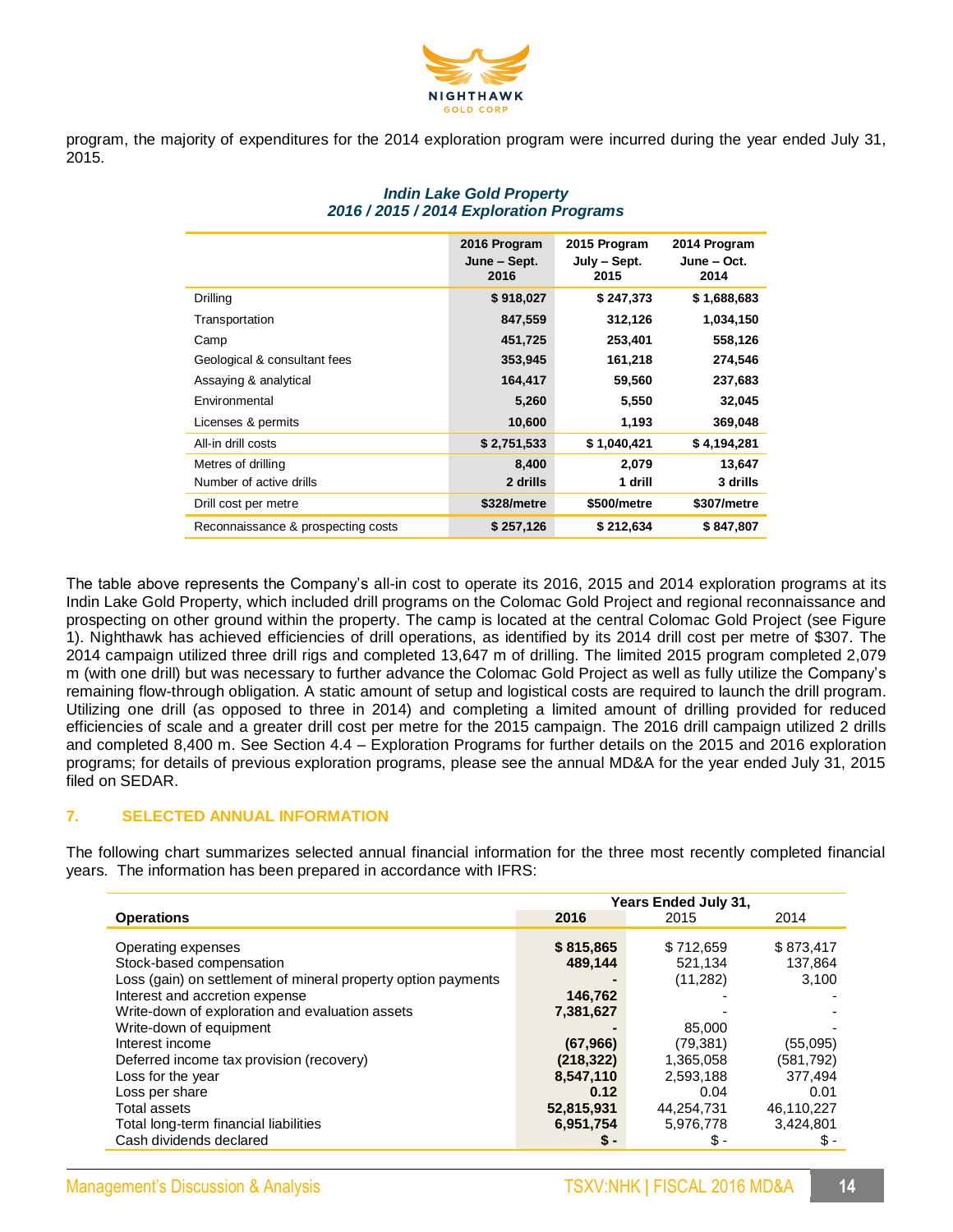program, the majority of expenditures for the 2014 exploration program were incurred during the year ended July 31, 2015.

***Indin Lake Gold Property***
***2016 / 2015 / 2014 Exploration Programs***

| | 2016 Program June – Sept. 2016 | 2015 Program July – Sept. 2015 | 2014 Program June – Oct. 2014 |
|---|---|---|---|
| Drilling | $ 918,027 | $ 247,373 | $ 1,688,683 |
| Transportation | 847,559 | 312,126 | 1,034,150 |
| Camp | 451,725 | 253,401 | 558,126 |
| Geological & consultant fees | 353,945 | 161,218 | 274,546 |
| Assaying & analytical | 164,417 | 59,560 | 237,683 |
| Environmental | 5,260 | 5,550 | 32,045 |
| Licenses & permits | 10,600 | 1,193 | 369,048 |
| All-in drill costs | $ 2,751,533 | $ 1,040,421 | $ 4,194,281 |
| Metres of drilling | 8,400 | 2,079 | 13,647 |
| Number of active drills | 2 drills | 1 drill | 3 drills |
| Drill cost per metre | $328/metre | $500/metre | $307/metre |
| Reconnaissance & prospecting costs | $ 257,126 | $ 212,634 | $ 847,807 |

The table above represents the Company's all-in cost to operate its 2016, 2015 and 2014 exploration programs at its Indin Lake Gold Property, which included drill programs on the Colomac Gold Project and regional reconnaissance and prospecting on other ground within the property. The camp is located at the central Colomac Gold Project (see Figure 1). Nighthawk has achieved efficiencies of drill operations, as identified by its 2014 drill cost per metre of $307. The 2014 campaign utilized three drill rigs and completed 13,647 m of drilling. The limited 2015 program completed 2,079 m (with one drill) but was necessary to further advance the Colomac Gold Project as well as fully utilize the Company's remaining flow-through obligation. A static amount of setup and logistical costs are required to launch the drill program. Utilizing one drill (as opposed to three in 2014) and completing a limited amount of drilling provided for reduced efficiencies of scale and a greater drill cost per metre for the 2015 campaign. The 2016 drill campaign utilized 2 drills and completed 8,400 m. See Section 4.4 – Exploration Programs for further details on the 2015 and 2016 exploration programs; for details of previous exploration programs, please see the annual MD&A for the year ended July 31, 2015 filed on SEDAR.

## 7. SELECTED ANNUAL INFORMATION

The following chart summarizes selected annual financial information for the three most recently completed financial years. The information has been prepared in accordance with IFRS:

| | Years Ended July 31, | | |
|---|---|---|---|
| **Operations** | **2016** | 2015 | 2014 |
| Operating expenses | **$ 815,865** | $ 712,659 | $ 873,417 |
| Stock-based compensation | **489,144** | 521,134 | 137,864 |
| Loss (gain) on settlement of mineral property option payments | **-** | (11,282) | 3,100 |
| Interest and accretion expense | **146,762** | - | - |
| Write-down of exploration and evaluation assets | **7,381,627** | - | - |
| Write-down of equipment | **-** | 85,000 | - |
| Interest income | **(67,966)** | (79,381) | (55,095) |
| Deferred income tax provision (recovery) | **(218,322)** | 1,365,058 | (581,792) |
| Loss for the year | **8,547,110** | 2,593,188 | 377,494 |
| Loss per share | **0.12** | 0.04 | 0.01 |
| Total assets | **52,815,931** | 44,254,731 | 46,110,227 |
| Total long-term financial liabilities | **6,951,754** | 5,976,778 | 3,424,801 |
| Cash dividends declared | **$ -** | $ - | $ - |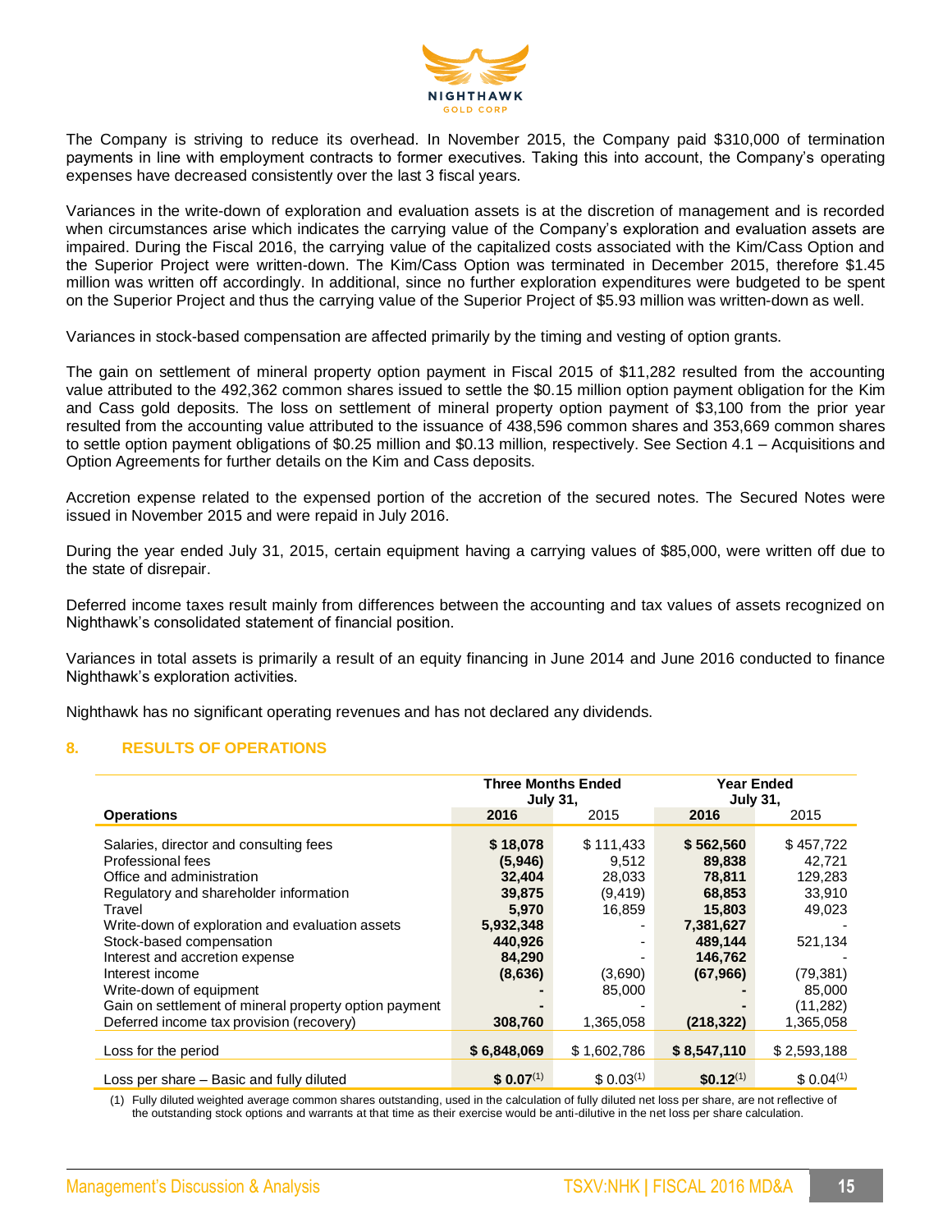The Company is striving to reduce its overhead. In November 2015, the Company paid $310,000 of termination payments in line with employment contracts to former executives. Taking this into account, the Company's operating expenses have decreased consistently over the last 3 fiscal years.

Variances in the write-down of exploration and evaluation assets is at the discretion of management and is recorded when circumstances arise which indicates the carrying value of the Company's exploration and evaluation assets are impaired. During the Fiscal 2016, the carrying value of the capitalized costs associated with the Kim/Cass Option and the Superior Project were written-down. The Kim/Cass Option was terminated in December 2015, therefore $1.45 million was written off accordingly. In additional, since no further exploration expenditures were budgeted to be spent on the Superior Project and thus the carrying value of the Superior Project of $5.93 million was written-down as well.

Variances in stock-based compensation are affected primarily by the timing and vesting of option grants.

The gain on settlement of mineral property option payment in Fiscal 2015 of $11,282 resulted from the accounting value attributed to the 492,362 common shares issued to settle the $0.15 million option payment obligation for the Kim and Cass gold deposits. The loss on settlement of mineral property option payment of $3,100 from the prior year resulted from the accounting value attributed to the issuance of 438,596 common shares and 353,669 common shares to settle option payment obligations of $0.25 million and $0.13 million, respectively. See Section 4.1 – Acquisitions and Option Agreements for further details on the Kim and Cass deposits.

Accretion expense related to the expensed portion of the accretion of the secured notes. The Secured Notes were issued in November 2015 and were repaid in July 2016.

During the year ended July 31, 2015, certain equipment having a carrying values of $85,000, were written off due to the state of disrepair.

Deferred income taxes result mainly from differences between the accounting and tax values of assets recognized on Nighthawk's consolidated statement of financial position.

Variances in total assets is primarily a result of an equity financing in June 2014 and June 2016 conducted to finance Nighthawk's exploration activities.

Nighthawk has no significant operating revenues and has not declared any dividends.

## 8. RESULTS OF OPERATIONS

| | Three Months Ended July 31, | | Year Ended July 31, | |
|---|---|---|---|---|
| **Operations** | **2016** | 2015 | **2016** | 2015 |
| Salaries, director and consulting fees | **$ 18,078** | $ 111,433 | **$ 562,560** | $ 457,722 |
| Professional fees | **(5,946)** | 9,512 | **89,838** | 42,721 |
| Office and administration | **32,404** | 28,033 | **78,811** | 129,283 |
| Regulatory and shareholder information | **39,875** | (9,419) | **68,853** | 33,910 |
| Travel | **5,970** | 16,859 | **15,803** | 49,023 |
| Write-down of exploration and evaluation assets | **5,932,348** | - | **7,381,627** | - |
| Stock-based compensation | **440,926** | - | **489,144** | 521,134 |
| Interest and accretion expense | **84,290** | - | **146,762** | - |
| Interest income | **(8,636)** | (3,690) | **(67,966)** | (79,381) |
| Write-down of equipment | **-** | 85,000 | **-** | 85,000 |
| Gain on settlement of mineral property option payment | **-** | - | **-** | (11,282) |
| Deferred income tax provision (recovery) | **308,760** | 1,365,058 | **(218,322)** | 1,365,058 |
| Loss for the period | **$ 6,848,069** | $ 1,602,786 | **$ 8,547,110** | $ 2,593,188 |
| Loss per share – Basic and fully diluted | **$ 0.07**(1) | $ 0.03(1) | **$0.12**(1) | $ 0.04(1) |

(1) Fully diluted weighted average common shares outstanding, used in the calculation of fully diluted net loss per share, are not reflective of the outstanding stock options and warrants at that time as their exercise would be anti-dilutive in the net loss per share calculation.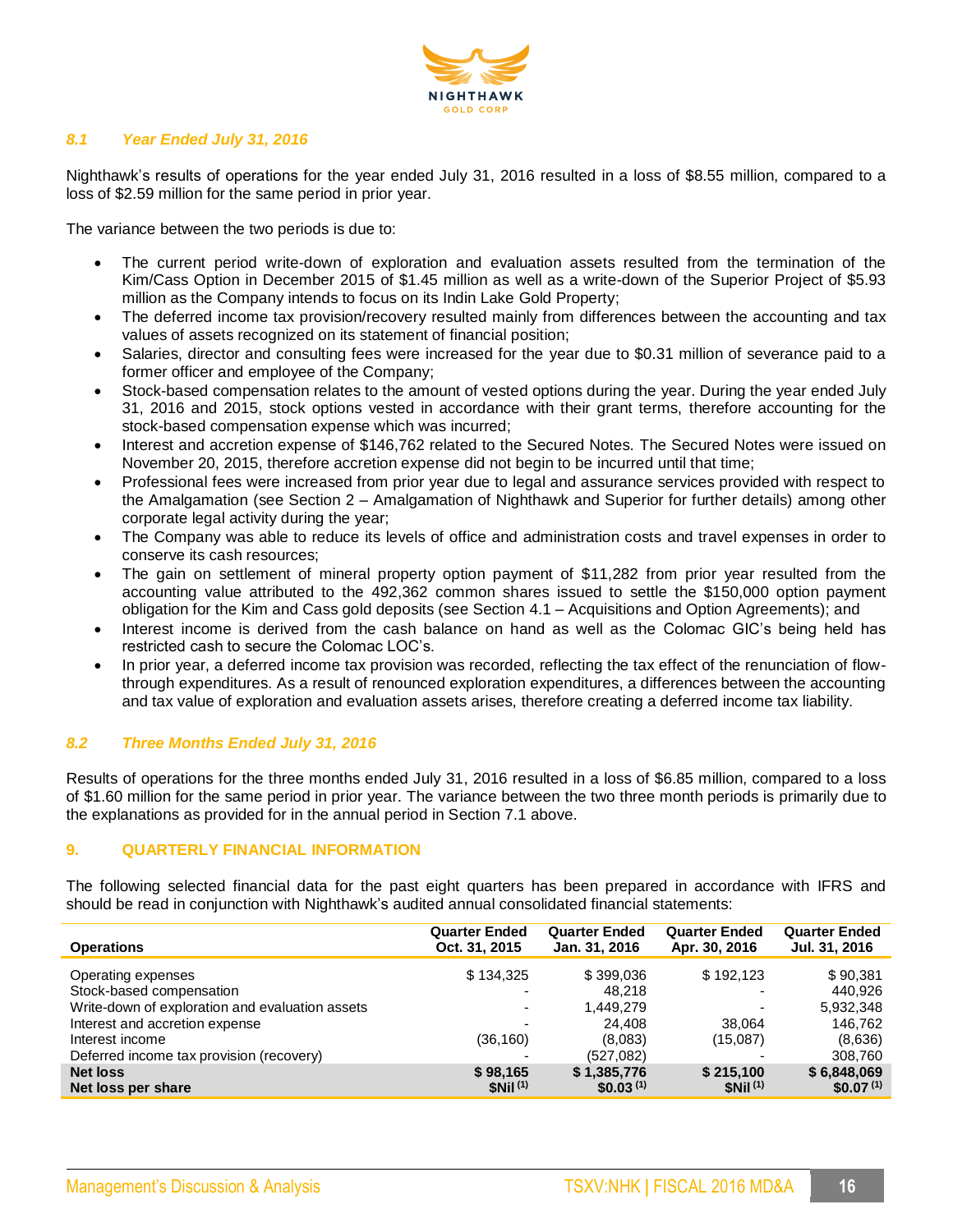### *8.1 Year Ended July 31, 2016*

Nighthawk's results of operations for the year ended July 31, 2016 resulted in a loss of $8.55 million, compared to a loss of $2.59 million for the same period in prior year.

The variance between the two periods is due to:

- The current period write-down of exploration and evaluation assets resulted from the termination of the Kim/Cass Option in December 2015 of $1.45 million as well as a write-down of the Superior Project of $5.93 million as the Company intends to focus on its Indin Lake Gold Property;
- The deferred income tax provision/recovery resulted mainly from differences between the accounting and tax values of assets recognized on its statement of financial position;
- Salaries, director and consulting fees were increased for the year due to $0.31 million of severance paid to a former officer and employee of the Company;
- Stock-based compensation relates to the amount of vested options during the year. During the year ended July 31, 2016 and 2015, stock options vested in accordance with their grant terms, therefore accounting for the stock-based compensation expense which was incurred;
- Interest and accretion expense of $146,762 related to the Secured Notes. The Secured Notes were issued on November 20, 2015, therefore accretion expense did not begin to be incurred until that time;
- Professional fees were increased from prior year due to legal and assurance services provided with respect to the Amalgamation (see Section 2 – Amalgamation of Nighthawk and Superior for further details) among other corporate legal activity during the year;
- The Company was able to reduce its levels of office and administration costs and travel expenses in order to conserve its cash resources;
- The gain on settlement of mineral property option payment of $11,282 from prior year resulted from the accounting value attributed to the 492,362 common shares issued to settle the $150,000 option payment obligation for the Kim and Cass gold deposits (see Section 4.1 – Acquisitions and Option Agreements); and
- Interest income is derived from the cash balance on hand as well as the Colomac GIC's being held has restricted cash to secure the Colomac LOC's.
- In prior year, a deferred income tax provision was recorded, reflecting the tax effect of the renunciation of flow-through expenditures. As a result of renounced exploration expenditures, a differences between the accounting and tax value of exploration and evaluation assets arises, therefore creating a deferred income tax liability.

### *8.2 Three Months Ended July 31, 2016*

Results of operations for the three months ended July 31, 2016 resulted in a loss of $6.85 million, compared to a loss of $1.60 million for the same period in prior year. The variance between the two three month periods is primarily due to the explanations as provided for in the annual period in Section 7.1 above.

## 9. QUARTERLY FINANCIAL INFORMATION

The following selected financial data for the past eight quarters has been prepared in accordance with IFRS and should be read in conjunction with Nighthawk's audited annual consolidated financial statements:

| Operations | Quarter Ended Oct. 31, 2015 | Quarter Ended Jan. 31, 2016 | Quarter Ended Apr. 30, 2016 | Quarter Ended Jul. 31, 2016 |
|---|---|---|---|---|
| Operating expenses | $ 134,325 | $ 399,036 | $ 192,123 | $ 90,381 |
| Stock-based compensation | - | 48,218 | - | 440,926 |
| Write-down of exploration and evaluation assets | - | 1,449,279 | - | 5,932,348 |
| Interest and accretion expense | - | 24,408 | 38,064 | 146,762 |
| Interest income | (36,160) | (8,083) | (15,087) | (8,636) |
| Deferred income tax provision (recovery) | - | (527,082) | - | 308,760 |
| **Net loss** | **$ 98,165** | **$ 1,385,776** | **$ 215,100** | **$ 6,848,069** |
| **Net loss per share** | **$Nil (1)** | **$0.03 (1)** | **$Nil (1)** | **$0.07 (1)** |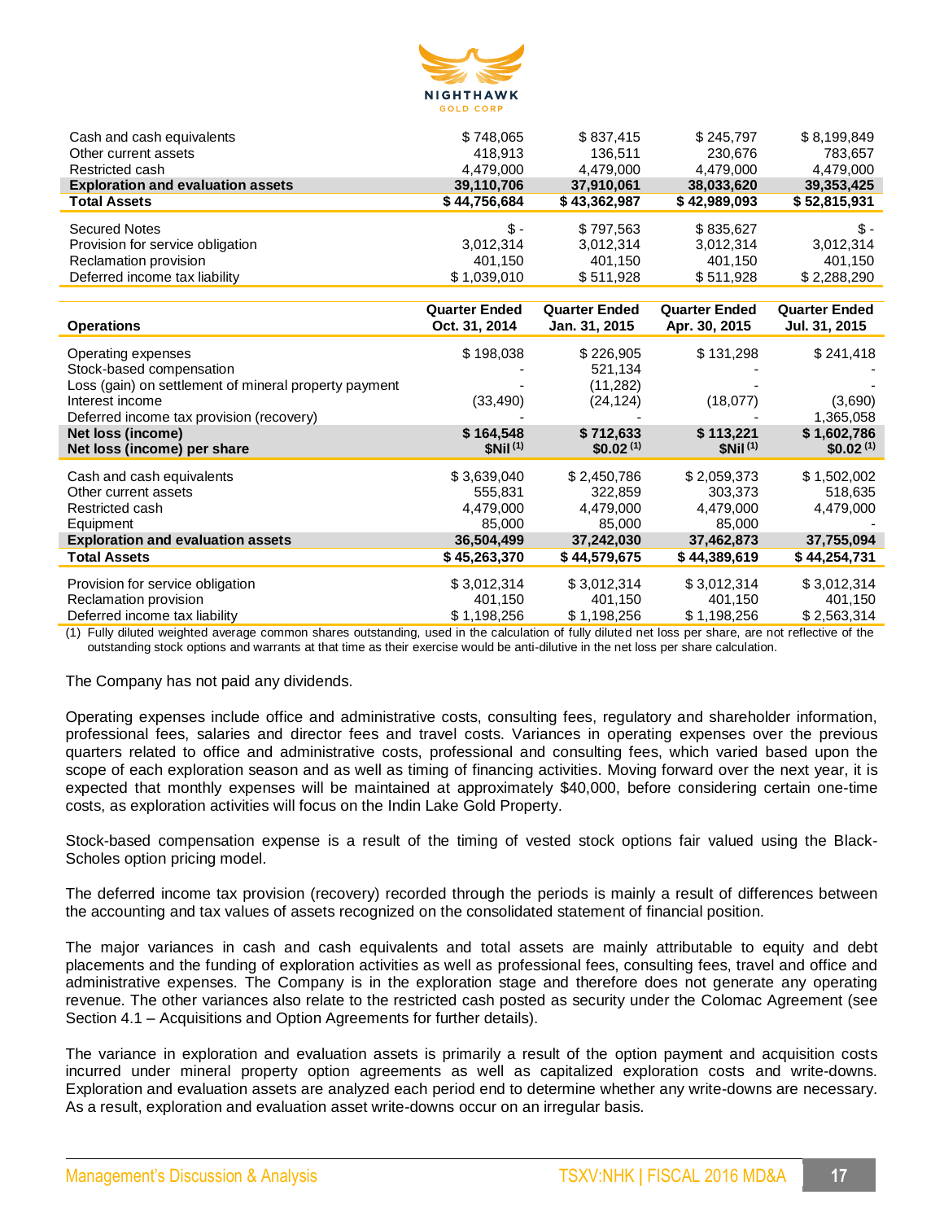| | | | | |
|---|---|---|---|---|
| Cash and cash equivalents | $ 748,065 | $ 837,415 | $ 245,797 | $ 8,199,849 |
| Other current assets | 418,913 | 136,511 | 230,676 | 783,657 |
| Restricted cash | 4,479,000 | 4,479,000 | 4,479,000 | 4,479,000 |
| **Exploration and evaluation assets** | **39,110,706** | **37,910,061** | **38,033,620** | **39,353,425** |
| **Total Assets** | **$ 44,756,684** | **$ 43,362,987** | **$ 42,989,093** | **$ 52,815,931** |
| Secured Notes | $ - | $ 797,563 | $ 835,627 | $ - |
| Provision for service obligation | 3,012,314 | 3,012,314 | 3,012,314 | 3,012,314 |
| Reclamation provision | 401,150 | 401,150 | 401,150 | 401,150 |
| Deferred income tax liability | $ 1,039,010 | $ 511,928 | $ 511,928 | $ 2,288,290 |

| **Operations** | **Quarter Ended Oct. 31, 2014** | **Quarter Ended Jan. 31, 2015** | **Quarter Ended Apr. 30, 2015** | **Quarter Ended Jul. 31, 2015** |
|---|---|---|---|---|
| Operating expenses | $ 198,038 | $ 226,905 | $ 131,298 | $ 241,418 |
| Stock-based compensation | - | 521,134 | - | - |
| Loss (gain) on settlement of mineral property payment | - | (11,282) | - | - |
| Interest income | (33,490) | (24,124) | (18,077) | (3,690) |
| Deferred income tax provision (recovery) | - | - | - | 1,365,058 |
| **Net loss (income)** | **$ 164,548** | **$ 712,633** | **$ 113,221** | **$ 1,602,786** |
| **Net loss (income) per share** | **$Nil [(1)]** | **$0.02 [(1)]** | **$Nil [(1)]** | **$0.02 [(1)]** |
| Cash and cash equivalents | $ 3,639,040 | $ 2,450,786 | $ 2,059,373 | $ 1,502,002 |
| Other current assets | 555,831 | 322,859 | 303,373 | 518,635 |
| Restricted cash | 4,479,000 | 4,479,000 | 4,479,000 | 4,479,000 |
| Equipment | 85,000 | 85,000 | 85,000 | - |
| **Exploration and evaluation assets** | **36,504,499** | **37,242,030** | **37,462,873** | **37,755,094** |
| **Total Assets** | **$ 45,263,370** | **$ 44,579,675** | **$ 44,389,619** | **$ 44,254,731** |
| Provision for service obligation | $ 3,012,314 | $ 3,012,314 | $ 3,012,314 | $ 3,012,314 |
| Reclamation provision | 401,150 | 401,150 | 401,150 | 401,150 |
| Deferred income tax liability | $ 1,198,256 | $ 1,198,256 | $ 1,198,256 | $ 2,563,314 |

(1) Fully diluted weighted average common shares outstanding, used in the calculation of fully diluted net loss per share, are not reflective of the outstanding stock options and warrants at that time as their exercise would be anti-dilutive in the net loss per share calculation.

The Company has not paid any dividends.

Operating expenses include office and administrative costs, consulting fees, regulatory and shareholder information, professional fees, salaries and director fees and travel costs. Variances in operating expenses over the previous quarters related to office and administrative costs, professional and consulting fees, which varied based upon the scope of each exploration season and as well as timing of financing activities. Moving forward over the next year, it is expected that monthly expenses will be maintained at approximately $40,000, before considering certain one-time costs, as exploration activities will focus on the Indin Lake Gold Property.

Stock-based compensation expense is a result of the timing of vested stock options fair valued using the Black-Scholes option pricing model.

The deferred income tax provision (recovery) recorded through the periods is mainly a result of differences between the accounting and tax values of assets recognized on the consolidated statement of financial position.

The major variances in cash and cash equivalents and total assets are mainly attributable to equity and debt placements and the funding of exploration activities as well as professional fees, consulting fees, travel and office and administrative expenses. The Company is in the exploration stage and therefore does not generate any operating revenue. The other variances also relate to the restricted cash posted as security under the Colomac Agreement (see Section 4.1 – Acquisitions and Option Agreements for further details).

The variance in exploration and evaluation assets is primarily a result of the option payment and acquisition costs incurred under mineral property option agreements as well as capitalized exploration costs and write-downs. Exploration and evaluation assets are analyzed each period end to determine whether any write-downs are necessary. As a result, exploration and evaluation asset write-downs occur on an irregular basis.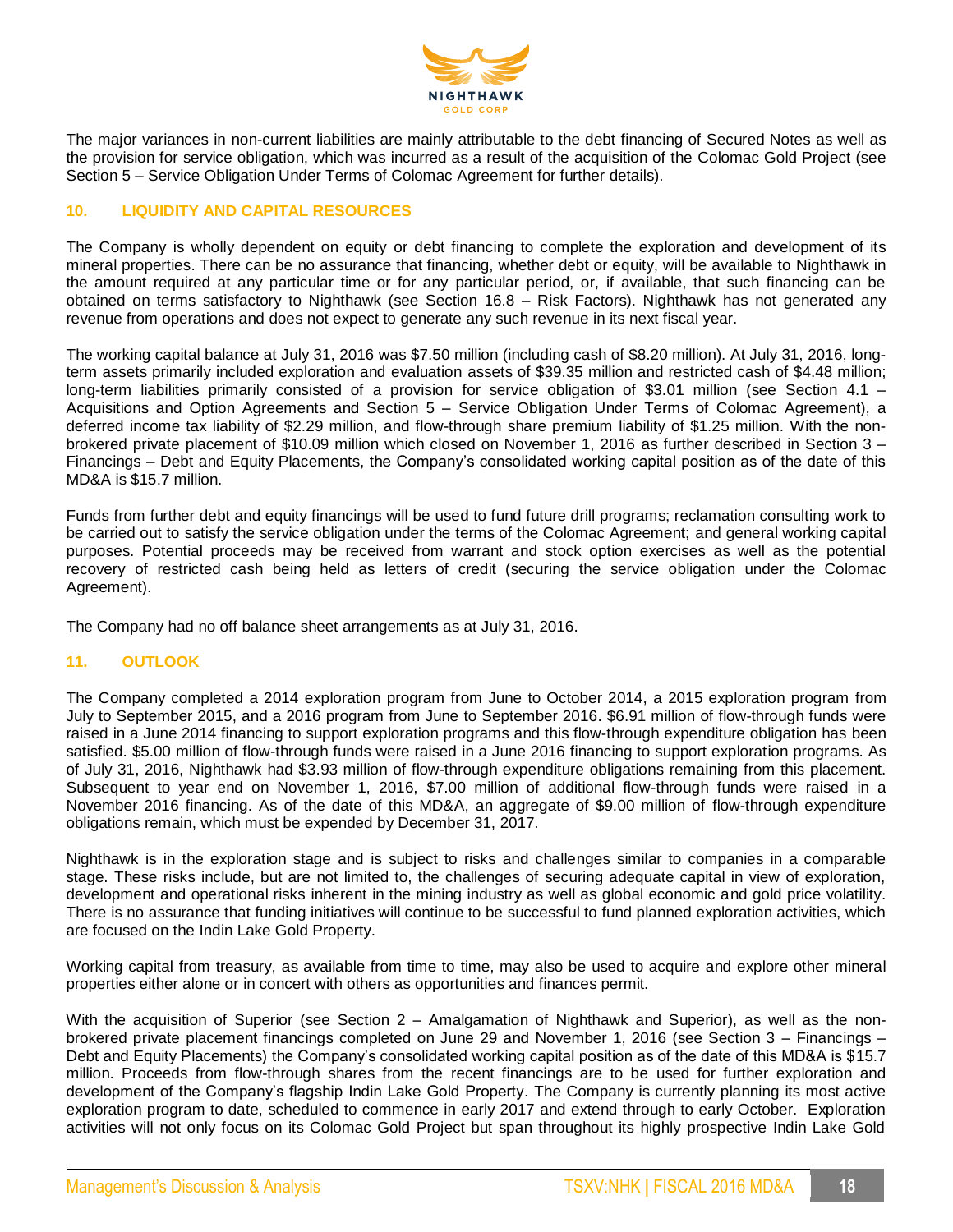The major variances in non-current liabilities are mainly attributable to the debt financing of Secured Notes as well as the provision for service obligation, which was incurred as a result of the acquisition of the Colomac Gold Project (see Section 5 – Service Obligation Under Terms of Colomac Agreement for further details).

## 10. LIQUIDITY AND CAPITAL RESOURCES

The Company is wholly dependent on equity or debt financing to complete the exploration and development of its mineral properties. There can be no assurance that financing, whether debt or equity, will be available to Nighthawk in the amount required at any particular time or for any particular period, or, if available, that such financing can be obtained on terms satisfactory to Nighthawk (see Section 16.8 – Risk Factors). Nighthawk has not generated any revenue from operations and does not expect to generate any such revenue in its next fiscal year.

The working capital balance at July 31, 2016 was $7.50 million (including cash of $8.20 million). At July 31, 2016, long-term assets primarily included exploration and evaluation assets of $39.35 million and restricted cash of $4.48 million; long-term liabilities primarily consisted of a provision for service obligation of $3.01 million (see Section 4.1 – Acquisitions and Option Agreements and Section 5 – Service Obligation Under Terms of Colomac Agreement), a deferred income tax liability of $2.29 million, and flow-through share premium liability of $1.25 million. With the non-brokered private placement of $10.09 million which closed on November 1, 2016 as further described in Section 3 – Financings – Debt and Equity Placements, the Company's consolidated working capital position as of the date of this MD&A is $15.7 million.

Funds from further debt and equity financings will be used to fund future drill programs; reclamation consulting work to be carried out to satisfy the service obligation under the terms of the Colomac Agreement; and general working capital purposes. Potential proceeds may be received from warrant and stock option exercises as well as the potential recovery of restricted cash being held as letters of credit (securing the service obligation under the Colomac Agreement).

The Company had no off balance sheet arrangements as at July 31, 2016.

## 11. OUTLOOK

The Company completed a 2014 exploration program from June to October 2014, a 2015 exploration program from July to September 2015, and a 2016 program from June to September 2016. $6.91 million of flow-through funds were raised in a June 2014 financing to support exploration programs and this flow-through expenditure obligation has been satisfied. $5.00 million of flow-through funds were raised in a June 2016 financing to support exploration programs. As of July 31, 2016, Nighthawk had $3.93 million of flow-through expenditure obligations remaining from this placement. Subsequent to year end on November 1, 2016, $7.00 million of additional flow-through funds were raised in a November 2016 financing. As of the date of this MD&A, an aggregate of $9.00 million of flow-through expenditure obligations remain, which must be expended by December 31, 2017.

Nighthawk is in the exploration stage and is subject to risks and challenges similar to companies in a comparable stage. These risks include, but are not limited to, the challenges of securing adequate capital in view of exploration, development and operational risks inherent in the mining industry as well as global economic and gold price volatility. There is no assurance that funding initiatives will continue to be successful to fund planned exploration activities, which are focused on the Indin Lake Gold Property.

Working capital from treasury, as available from time to time, may also be used to acquire and explore other mineral properties either alone or in concert with others as opportunities and finances permit.

With the acquisition of Superior (see Section 2 – Amalgamation of Nighthawk and Superior), as well as the non-brokered private placement financings completed on June 29 and November 1, 2016 (see Section 3 – Financings – Debt and Equity Placements) the Company's consolidated working capital position as of the date of this MD&A is $15.7 million. Proceeds from flow-through shares from the recent financings are to be used for further exploration and development of the Company's flagship Indin Lake Gold Property. The Company is currently planning its most active exploration program to date, scheduled to commence in early 2017 and extend through to early October. Exploration activities will not only focus on its Colomac Gold Project but span throughout its highly prospective Indin Lake Gold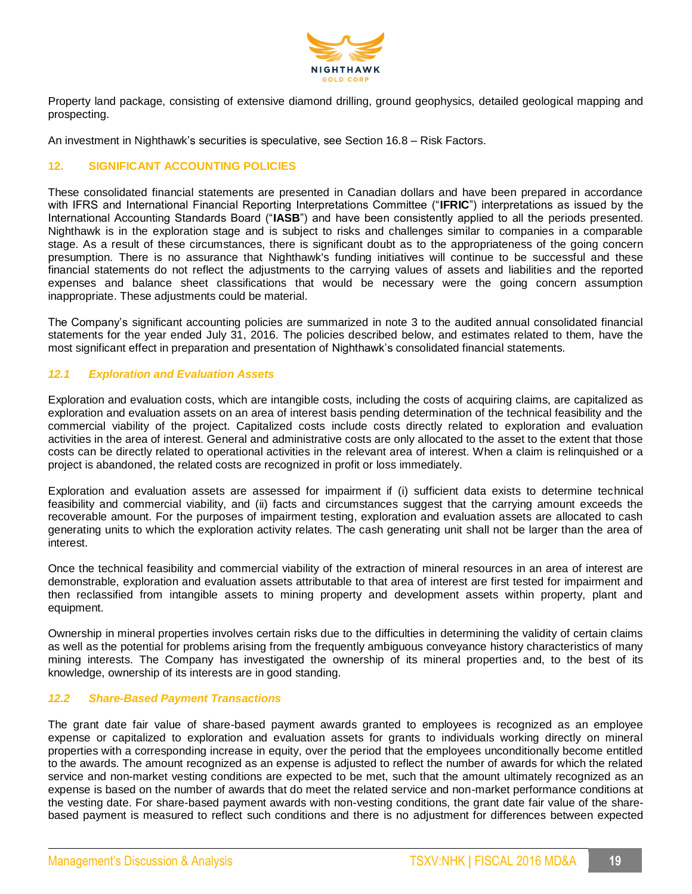Property land package, consisting of extensive diamond drilling, ground geophysics, detailed geological mapping and prospecting.

An investment in Nighthawk's securities is speculative, see Section 16.8 – Risk Factors.

## 12. SIGNIFICANT ACCOUNTING POLICIES

These consolidated financial statements are presented in Canadian dollars and have been prepared in accordance with IFRS and International Financial Reporting Interpretations Committee ("**IFRIC**") interpretations as issued by the International Accounting Standards Board ("**IASB**") and have been consistently applied to all the periods presented. Nighthawk is in the exploration stage and is subject to risks and challenges similar to companies in a comparable stage. As a result of these circumstances, there is significant doubt as to the appropriateness of the going concern presumption. There is no assurance that Nighthawk's funding initiatives will continue to be successful and these financial statements do not reflect the adjustments to the carrying values of assets and liabilities and the reported expenses and balance sheet classifications that would be necessary were the going concern assumption inappropriate. These adjustments could be material.

The Company's significant accounting policies are summarized in note 3 to the audited annual consolidated financial statements for the year ended July 31, 2016. The policies described below, and estimates related to them, have the most significant effect in preparation and presentation of Nighthawk's consolidated financial statements.

### *12.1 Exploration and Evaluation Assets*

Exploration and evaluation costs, which are intangible costs, including the costs of acquiring claims, are capitalized as exploration and evaluation assets on an area of interest basis pending determination of the technical feasibility and the commercial viability of the project. Capitalized costs include costs directly related to exploration and evaluation activities in the area of interest. General and administrative costs are only allocated to the asset to the extent that those costs can be directly related to operational activities in the relevant area of interest. When a claim is relinquished or a project is abandoned, the related costs are recognized in profit or loss immediately.

Exploration and evaluation assets are assessed for impairment if (i) sufficient data exists to determine technical feasibility and commercial viability, and (ii) facts and circumstances suggest that the carrying amount exceeds the recoverable amount. For the purposes of impairment testing, exploration and evaluation assets are allocated to cash generating units to which the exploration activity relates. The cash generating unit shall not be larger than the area of interest.

Once the technical feasibility and commercial viability of the extraction of mineral resources in an area of interest are demonstrable, exploration and evaluation assets attributable to that area of interest are first tested for impairment and then reclassified from intangible assets to mining property and development assets within property, plant and equipment.

Ownership in mineral properties involves certain risks due to the difficulties in determining the validity of certain claims as well as the potential for problems arising from the frequently ambiguous conveyance history characteristics of many mining interests. The Company has investigated the ownership of its mineral properties and, to the best of its knowledge, ownership of its interests are in good standing.

### *12.2 Share-Based Payment Transactions*

The grant date fair value of share-based payment awards granted to employees is recognized as an employee expense or capitalized to exploration and evaluation assets for grants to individuals working directly on mineral properties with a corresponding increase in equity, over the period that the employees unconditionally become entitled to the awards. The amount recognized as an expense is adjusted to reflect the number of awards for which the related service and non-market vesting conditions are expected to be met, such that the amount ultimately recognized as an expense is based on the number of awards that do meet the related service and non-market performance conditions at the vesting date. For share-based payment awards with non-vesting conditions, the grant date fair value of the share-based payment is measured to reflect such conditions and there is no adjustment for differences between expected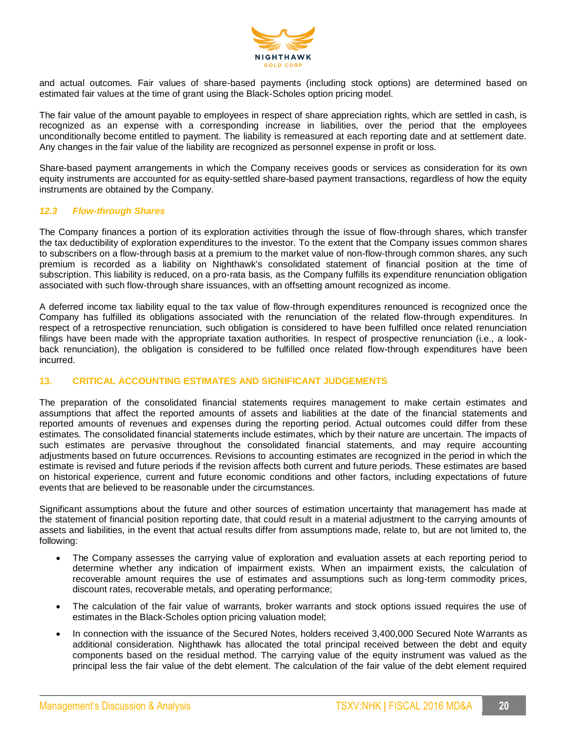and actual outcomes. Fair values of share-based payments (including stock options) are determined based on estimated fair values at the time of grant using the Black-Scholes option pricing model.

The fair value of the amount payable to employees in respect of share appreciation rights, which are settled in cash, is recognized as an expense with a corresponding increase in liabilities, over the period that the employees unconditionally become entitled to payment. The liability is remeasured at each reporting date and at settlement date. Any changes in the fair value of the liability are recognized as personnel expense in profit or loss.

Share-based payment arrangements in which the Company receives goods or services as consideration for its own equity instruments are accounted for as equity-settled share-based payment transactions, regardless of how the equity instruments are obtained by the Company.

### *12.3 Flow-through Shares*

The Company finances a portion of its exploration activities through the issue of flow-through shares, which transfer the tax deductibility of exploration expenditures to the investor. To the extent that the Company issues common shares to subscribers on a flow-through basis at a premium to the market value of non-flow-through common shares, any such premium is recorded as a liability on Nighthawk's consolidated statement of financial position at the time of subscription. This liability is reduced, on a pro-rata basis, as the Company fulfills its expenditure renunciation obligation associated with such flow-through share issuances, with an offsetting amount recognized as income.

A deferred income tax liability equal to the tax value of flow-through expenditures renounced is recognized once the Company has fulfilled its obligations associated with the renunciation of the related flow-through expenditures. In respect of a retrospective renunciation, such obligation is considered to have been fulfilled once related renunciation filings have been made with the appropriate taxation authorities. In respect of prospective renunciation (i.e., a look-back renunciation), the obligation is considered to be fulfilled once related flow-through expenditures have been incurred.

## 13. CRITICAL ACCOUNTING ESTIMATES AND SIGNIFICANT JUDGEMENTS

The preparation of the consolidated financial statements requires management to make certain estimates and assumptions that affect the reported amounts of assets and liabilities at the date of the financial statements and reported amounts of revenues and expenses during the reporting period. Actual outcomes could differ from these estimates. The consolidated financial statements include estimates, which by their nature are uncertain. The impacts of such estimates are pervasive throughout the consolidated financial statements, and may require accounting adjustments based on future occurrences. Revisions to accounting estimates are recognized in the period in which the estimate is revised and future periods if the revision affects both current and future periods. These estimates are based on historical experience, current and future economic conditions and other factors, including expectations of future events that are believed to be reasonable under the circumstances.

Significant assumptions about the future and other sources of estimation uncertainty that management has made at the statement of financial position reporting date, that could result in a material adjustment to the carrying amounts of assets and liabilities, in the event that actual results differ from assumptions made, relate to, but are not limited to, the following:

- The Company assesses the carrying value of exploration and evaluation assets at each reporting period to determine whether any indication of impairment exists. When an impairment exists, the calculation of recoverable amount requires the use of estimates and assumptions such as long-term commodity prices, discount rates, recoverable metals, and operating performance;
- The calculation of the fair value of warrants, broker warrants and stock options issued requires the use of estimates in the Black-Scholes option pricing valuation model;
- In connection with the issuance of the Secured Notes, holders received 3,400,000 Secured Note Warrants as additional consideration. Nighthawk has allocated the total principal received between the debt and equity components based on the residual method. The carrying value of the equity instrument was valued as the principal less the fair value of the debt element. The calculation of the fair value of the debt element required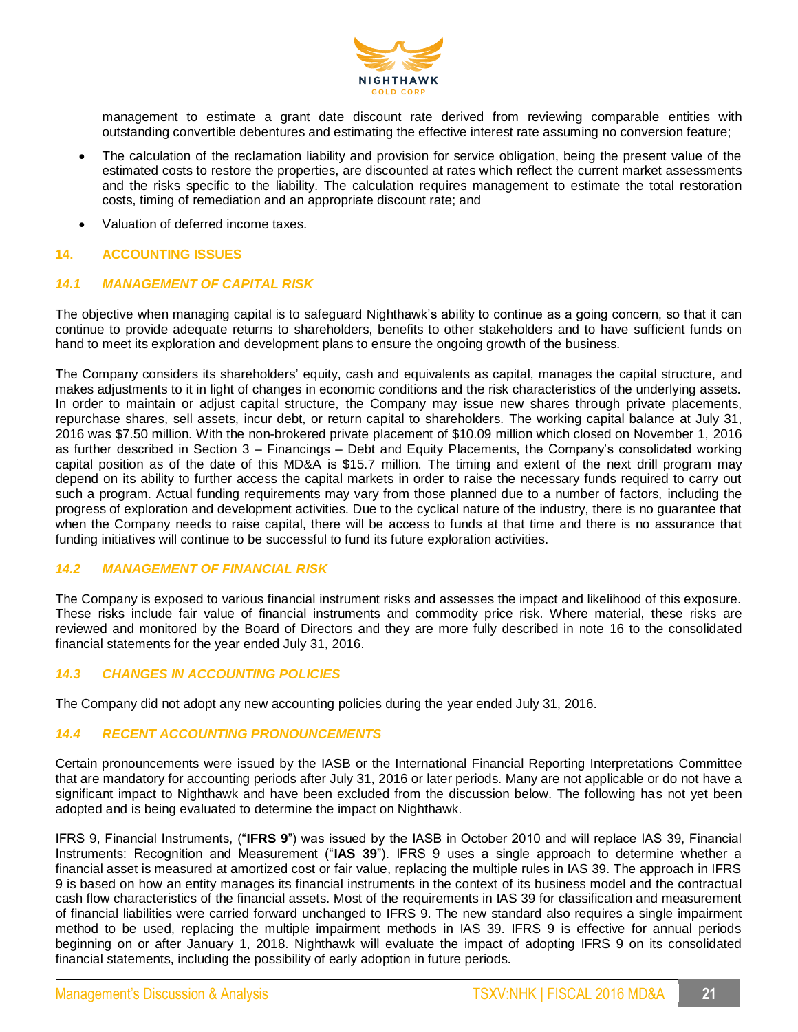management to estimate a grant date discount rate derived from reviewing comparable entities with outstanding convertible debentures and estimating the effective interest rate assuming no conversion feature;

- The calculation of the reclamation liability and provision for service obligation, being the present value of the estimated costs to restore the properties, are discounted at rates which reflect the current market assessments and the risks specific to the liability. The calculation requires management to estimate the total restoration costs, timing of remediation and an appropriate discount rate; and
- Valuation of deferred income taxes.

## 14. ACCOUNTING ISSUES

### *14.1 MANAGEMENT OF CAPITAL RISK*

The objective when managing capital is to safeguard Nighthawk's ability to continue as a going concern, so that it can continue to provide adequate returns to shareholders, benefits to other stakeholders and to have sufficient funds on hand to meet its exploration and development plans to ensure the ongoing growth of the business.

The Company considers its shareholders' equity, cash and equivalents as capital, manages the capital structure, and makes adjustments to it in light of changes in economic conditions and the risk characteristics of the underlying assets. In order to maintain or adjust capital structure, the Company may issue new shares through private placements, repurchase shares, sell assets, incur debt, or return capital to shareholders. The working capital balance at July 31, 2016 was $7.50 million. With the non-brokered private placement of $10.09 million which closed on November 1, 2016 as further described in Section 3 – Financings – Debt and Equity Placements, the Company's consolidated working capital position as of the date of this MD&A is $15.7 million. The timing and extent of the next drill program may depend on its ability to further access the capital markets in order to raise the necessary funds required to carry out such a program. Actual funding requirements may vary from those planned due to a number of factors, including the progress of exploration and development activities. Due to the cyclical nature of the industry, there is no guarantee that when the Company needs to raise capital, there will be access to funds at that time and there is no assurance that funding initiatives will continue to be successful to fund its future exploration activities.

### *14.2 MANAGEMENT OF FINANCIAL RISK*

The Company is exposed to various financial instrument risks and assesses the impact and likelihood of this exposure. These risks include fair value of financial instruments and commodity price risk. Where material, these risks are reviewed and monitored by the Board of Directors and they are more fully described in note 16 to the consolidated financial statements for the year ended July 31, 2016.

### *14.3 CHANGES IN ACCOUNTING POLICIES*

The Company did not adopt any new accounting policies during the year ended July 31, 2016.

### *14.4 RECENT ACCOUNTING PRONOUNCEMENTS*

Certain pronouncements were issued by the IASB or the International Financial Reporting Interpretations Committee that are mandatory for accounting periods after July 31, 2016 or later periods. Many are not applicable or do not have a significant impact to Nighthawk and have been excluded from the discussion below. The following has not yet been adopted and is being evaluated to determine the impact on Nighthawk.

IFRS 9, Financial Instruments, ("**IFRS 9**") was issued by the IASB in October 2010 and will replace IAS 39, Financial Instruments: Recognition and Measurement ("**IAS 39**"). IFRS 9 uses a single approach to determine whether a financial asset is measured at amortized cost or fair value, replacing the multiple rules in IAS 39. The approach in IFRS 9 is based on how an entity manages its financial instruments in the context of its business model and the contractual cash flow characteristics of the financial assets. Most of the requirements in IAS 39 for classification and measurement of financial liabilities were carried forward unchanged to IFRS 9. The new standard also requires a single impairment method to be used, replacing the multiple impairment methods in IAS 39. IFRS 9 is effective for annual periods beginning on or after January 1, 2018. Nighthawk will evaluate the impact of adopting IFRS 9 on its consolidated financial statements, including the possibility of early adoption in future periods.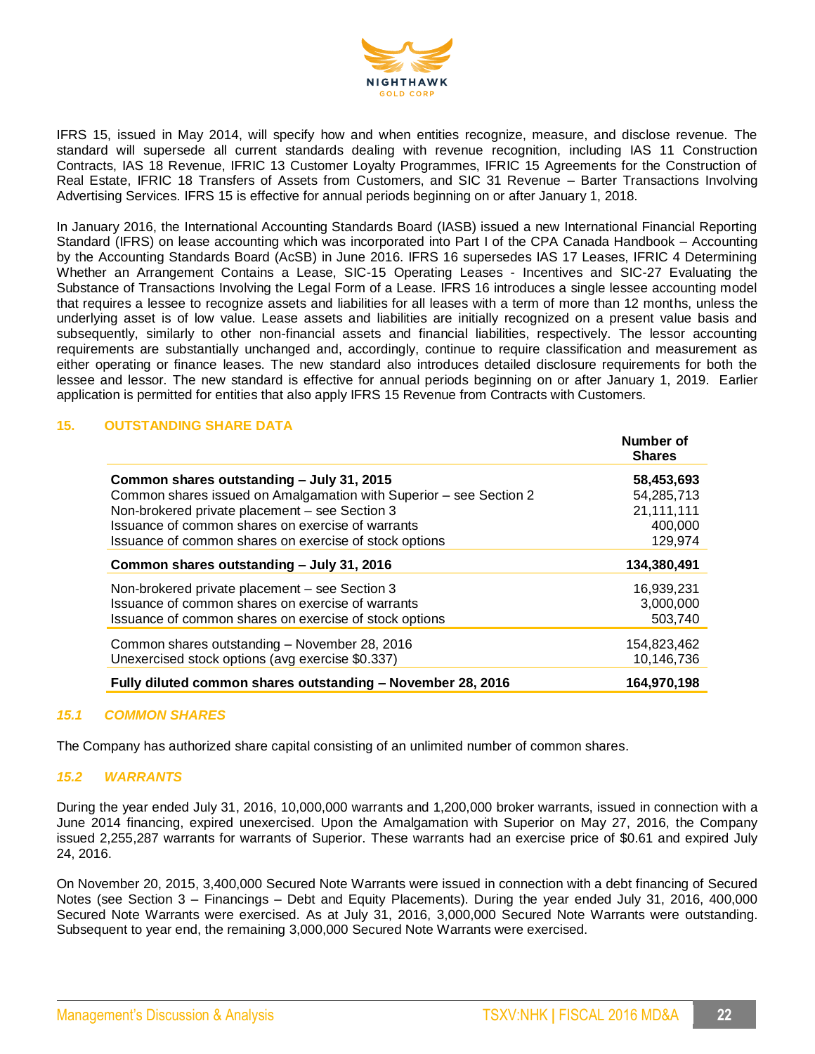IFRS 15, issued in May 2014, will specify how and when entities recognize, measure, and disclose revenue. The standard will supersede all current standards dealing with revenue recognition, including IAS 11 Construction Contracts, IAS 18 Revenue, IFRIC 13 Customer Loyalty Programmes, IFRIC 15 Agreements for the Construction of Real Estate, IFRIC 18 Transfers of Assets from Customers, and SIC 31 Revenue – Barter Transactions Involving Advertising Services. IFRS 15 is effective for annual periods beginning on or after January 1, 2018.

In January 2016, the International Accounting Standards Board (IASB) issued a new International Financial Reporting Standard (IFRS) on lease accounting which was incorporated into Part I of the CPA Canada Handbook – Accounting by the Accounting Standards Board (AcSB) in June 2016. IFRS 16 supersedes IAS 17 Leases, IFRIC 4 Determining Whether an Arrangement Contains a Lease, SIC-15 Operating Leases - Incentives and SIC-27 Evaluating the Substance of Transactions Involving the Legal Form of a Lease. IFRS 16 introduces a single lessee accounting model that requires a lessee to recognize assets and liabilities for all leases with a term of more than 12 months, unless the underlying asset is of low value. Lease assets and liabilities are initially recognized on a present value basis and subsequently, similarly to other non-financial assets and financial liabilities, respectively. The lessor accounting requirements are substantially unchanged and, accordingly, continue to require classification and measurement as either operating or finance leases. The new standard also introduces detailed disclosure requirements for both the lessee and lessor. The new standard is effective for annual periods beginning on or after January 1, 2019. Earlier application is permitted for entities that also apply IFRS 15 Revenue from Contracts with Customers.

## 15. OUTSTANDING SHARE DATA

| | Number of Shares |
|---|---|
| **Common shares outstanding – July 31, 2015** | **58,453,693** |
| Common shares issued on Amalgamation with Superior – see Section 2 | 54,285,713 |
| Non-brokered private placement – see Section 3 | 21,111,111 |
| Issuance of common shares on exercise of warrants | 400,000 |
| Issuance of common shares on exercise of stock options | 129,974 |
| **Common shares outstanding – July 31, 2016** | **134,380,491** |
| Non-brokered private placement – see Section 3 | 16,939,231 |
| Issuance of common shares on exercise of warrants | 3,000,000 |
| Issuance of common shares on exercise of stock options | 503,740 |
| Common shares outstanding – November 28, 2016 | 154,823,462 |
| Unexercised stock options (avg exercise $0.337) | 10,146,736 |
| **Fully diluted common shares outstanding – November 28, 2016** | **164,970,198** |

### *15.1 COMMON SHARES*

The Company has authorized share capital consisting of an unlimited number of common shares.

### *15.2 WARRANTS*

During the year ended July 31, 2016, 10,000,000 warrants and 1,200,000 broker warrants, issued in connection with a June 2014 financing, expired unexercised. Upon the Amalgamation with Superior on May 27, 2016, the Company issued 2,255,287 warrants for warrants of Superior. These warrants had an exercise price of $0.61 and expired July 24, 2016.

On November 20, 2015, 3,400,000 Secured Note Warrants were issued in connection with a debt financing of Secured Notes (see Section 3 – Financings – Debt and Equity Placements). During the year ended July 31, 2016, 400,000 Secured Note Warrants were exercised. As at July 31, 2016, 3,000,000 Secured Note Warrants were outstanding. Subsequent to year end, the remaining 3,000,000 Secured Note Warrants were exercised.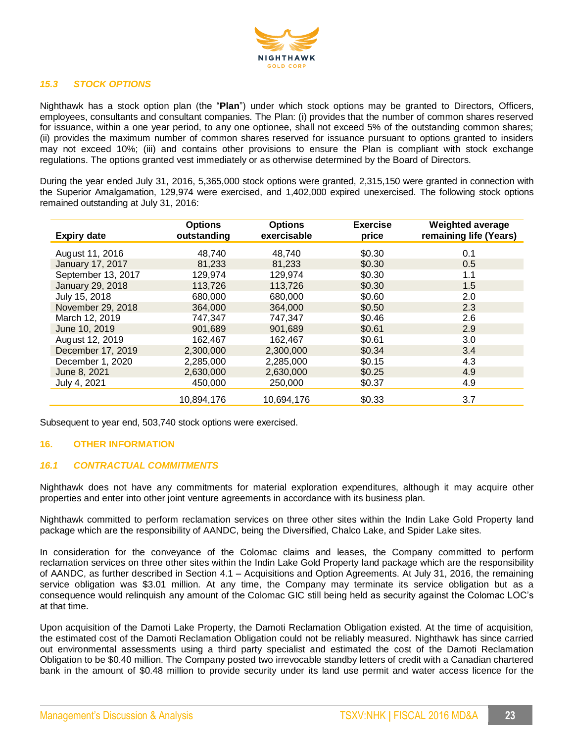### *15.3 STOCK OPTIONS*

Nighthawk has a stock option plan (the "**Plan**") under which stock options may be granted to Directors, Officers, employees, consultants and consultant companies. The Plan: (i) provides that the number of common shares reserved for issuance, within a one year period, to any one optionee, shall not exceed 5% of the outstanding common shares; (ii) provides the maximum number of common shares reserved for issuance pursuant to options granted to insiders may not exceed 10%; (iii) and contains other provisions to ensure the Plan is compliant with stock exchange regulations. The options granted vest immediately or as otherwise determined by the Board of Directors.

During the year ended July 31, 2016, 5,365,000 stock options were granted, 2,315,150 were granted in connection with the Superior Amalgamation, 129,974 were exercised, and 1,402,000 expired unexercised. The following stock options remained outstanding at July 31, 2016:

| Expiry date | Options outstanding | Options exercisable | Exercise price | Weighted average remaining life (Years) |
|---|---|---|---|---|
| August 11, 2016 | 48,740 | 48,740 | $0.30 | 0.1 |
| January 17, 2017 | 81,233 | 81,233 | $0.30 | 0.5 |
| September 13, 2017 | 129,974 | 129,974 | $0.30 | 1.1 |
| January 29, 2018 | 113,726 | 113,726 | $0.30 | 1.5 |
| July 15, 2018 | 680,000 | 680,000 | $0.60 | 2.0 |
| November 29, 2018 | 364,000 | 364,000 | $0.50 | 2.3 |
| March 12, 2019 | 747,347 | 747,347 | $0.46 | 2.6 |
| June 10, 2019 | 901,689 | 901,689 | $0.61 | 2.9 |
| August 12, 2019 | 162,467 | 162,467 | $0.61 | 3.0 |
| December 17, 2019 | 2,300,000 | 2,300,000 | $0.34 | 3.4 |
| December 1, 2020 | 2,285,000 | 2,285,000 | $0.15 | 4.3 |
| June 8, 2021 | 2,630,000 | 2,630,000 | $0.25 | 4.9 |
| July 4, 2021 | 450,000 | 250,000 | $0.37 | 4.9 |
| | 10,894,176 | 10,694,176 | $0.33 | 3.7 |

Subsequent to year end, 503,740 stock options were exercised.

## 16. OTHER INFORMATION

### *16.1 CONTRACTUAL COMMITMENTS*

Nighthawk does not have any commitments for material exploration expenditures, although it may acquire other properties and enter into other joint venture agreements in accordance with its business plan.

Nighthawk committed to perform reclamation services on three other sites within the Indin Lake Gold Property land package which are the responsibility of AANDC, being the Diversified, Chalco Lake, and Spider Lake sites.

In consideration for the conveyance of the Colomac claims and leases, the Company committed to perform reclamation services on three other sites within the Indin Lake Gold Property land package which are the responsibility of AANDC, as further described in Section 4.1 – Acquisitions and Option Agreements. At July 31, 2016, the remaining service obligation was $3.01 million. At any time, the Company may terminate its service obligation but as a consequence would relinquish any amount of the Colomac GIC still being held as security against the Colomac LOC's at that time.

Upon acquisition of the Damoti Lake Property, the Damoti Reclamation Obligation existed. At the time of acquisition, the estimated cost of the Damoti Reclamation Obligation could not be reliably measured. Nighthawk has since carried out environmental assessments using a third party specialist and estimated the cost of the Damoti Reclamation Obligation to be $0.40 million. The Company posted two irrevocable standby letters of credit with a Canadian chartered bank in the amount of $0.48 million to provide security under its land use permit and water access licence for the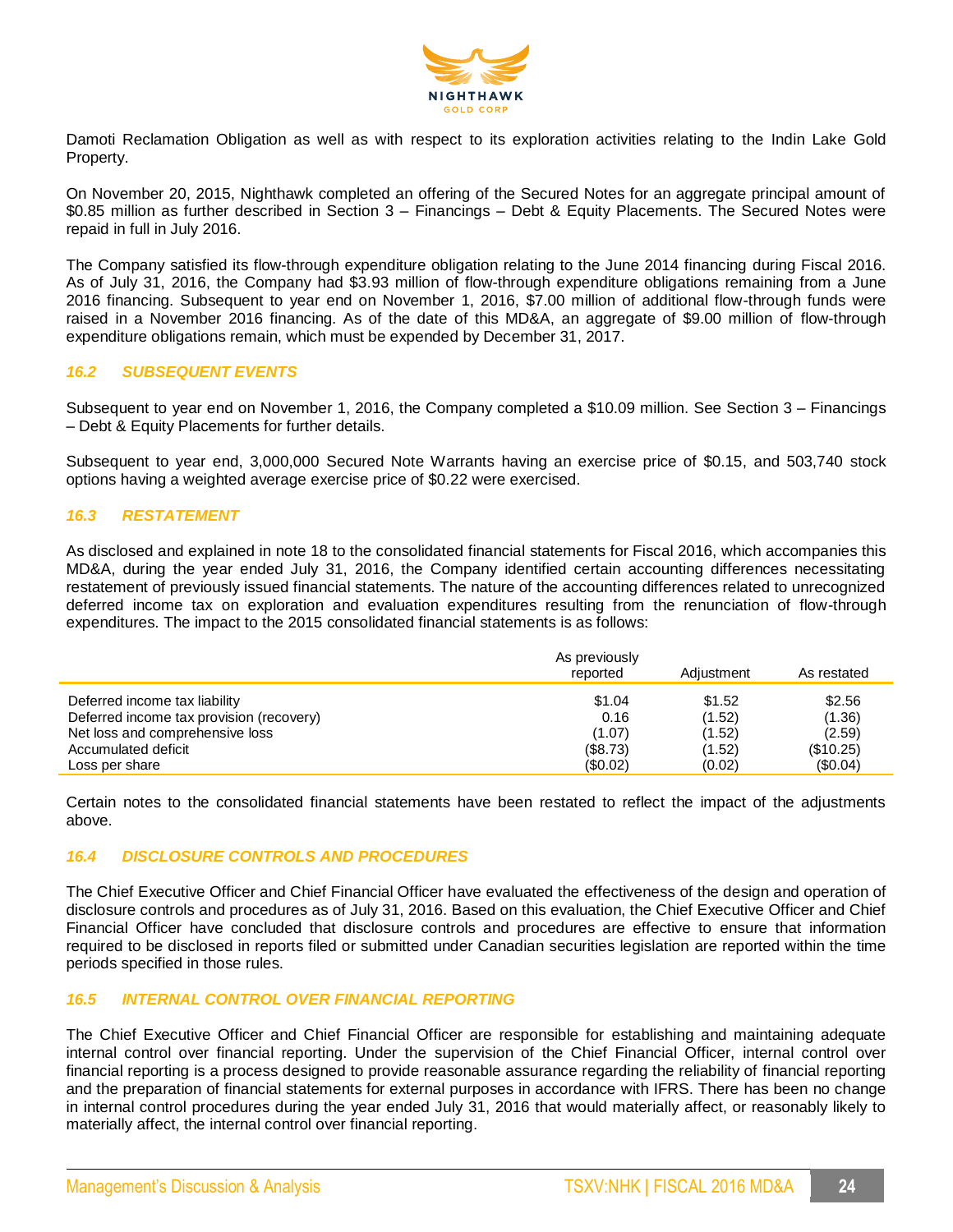Damoti Reclamation Obligation as well as with respect to its exploration activities relating to the Indin Lake Gold Property.

On November 20, 2015, Nighthawk completed an offering of the Secured Notes for an aggregate principal amount of $0.85 million as further described in Section 3 – Financings – Debt & Equity Placements. The Secured Notes were repaid in full in July 2016.

The Company satisfied its flow-through expenditure obligation relating to the June 2014 financing during Fiscal 2016. As of July 31, 2016, the Company had $3.93 million of flow-through expenditure obligations remaining from a June 2016 financing. Subsequent to year end on November 1, 2016, $7.00 million of additional flow-through funds were raised in a November 2016 financing. As of the date of this MD&A, an aggregate of $9.00 million of flow-through expenditure obligations remain, which must be expended by December 31, 2017.

### *16.2 SUBSEQUENT EVENTS*

Subsequent to year end on November 1, 2016, the Company completed a $10.09 million. See Section 3 – Financings – Debt & Equity Placements for further details.

Subsequent to year end, 3,000,000 Secured Note Warrants having an exercise price of $0.15, and 503,740 stock options having a weighted average exercise price of $0.22 were exercised.

### *16.3 RESTATEMENT*

As disclosed and explained in note 18 to the consolidated financial statements for Fiscal 2016, which accompanies this MD&A, during the year ended July 31, 2016, the Company identified certain accounting differences necessitating restatement of previously issued financial statements. The nature of the accounting differences related to unrecognized deferred income tax on exploration and evaluation expenditures resulting from the renunciation of flow-through expenditures. The impact to the 2015 consolidated financial statements is as follows:

| | As previously reported | Adjustment | As restated |
|---|---|---|---|
| Deferred income tax liability | $1.04 | $1.52 | $2.56 |
| Deferred income tax provision (recovery) | 0.16 | (1.52) | (1.36) |
| Net loss and comprehensive loss | (1.07) | (1.52) | (2.59) |
| Accumulated deficit | ($8.73) | (1.52) | ($10.25) |
| Loss per share | ($0.02) | (0.02) | ($0.04) |

Certain notes to the consolidated financial statements have been restated to reflect the impact of the adjustments above.

### *16.4 DISCLOSURE CONTROLS AND PROCEDURES*

The Chief Executive Officer and Chief Financial Officer have evaluated the effectiveness of the design and operation of disclosure controls and procedures as of July 31, 2016. Based on this evaluation, the Chief Executive Officer and Chief Financial Officer have concluded that disclosure controls and procedures are effective to ensure that information required to be disclosed in reports filed or submitted under Canadian securities legislation are reported within the time periods specified in those rules.

### *16.5 INTERNAL CONTROL OVER FINANCIAL REPORTING*

The Chief Executive Officer and Chief Financial Officer are responsible for establishing and maintaining adequate internal control over financial reporting. Under the supervision of the Chief Financial Officer, internal control over financial reporting is a process designed to provide reasonable assurance regarding the reliability of financial reporting and the preparation of financial statements for external purposes in accordance with IFRS. There has been no change in internal control procedures during the year ended July 31, 2016 that would materially affect, or reasonably likely to materially affect, the internal control over financial reporting.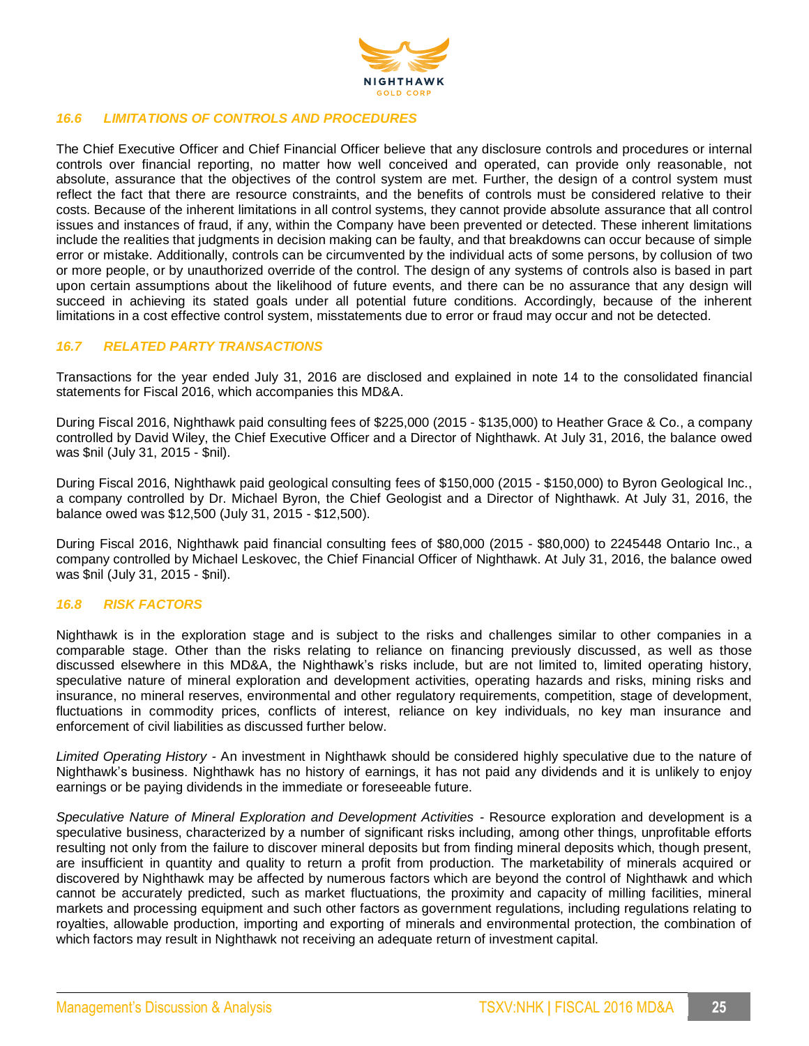### *16.6 LIMITATIONS OF CONTROLS AND PROCEDURES*

The Chief Executive Officer and Chief Financial Officer believe that any disclosure controls and procedures or internal controls over financial reporting, no matter how well conceived and operated, can provide only reasonable, not absolute, assurance that the objectives of the control system are met. Further, the design of a control system must reflect the fact that there are resource constraints, and the benefits of controls must be considered relative to their costs. Because of the inherent limitations in all control systems, they cannot provide absolute assurance that all control issues and instances of fraud, if any, within the Company have been prevented or detected. These inherent limitations include the realities that judgments in decision making can be faulty, and that breakdowns can occur because of simple error or mistake. Additionally, controls can be circumvented by the individual acts of some persons, by collusion of two or more people, or by unauthorized override of the control. The design of any systems of controls also is based in part upon certain assumptions about the likelihood of future events, and there can be no assurance that any design will succeed in achieving its stated goals under all potential future conditions. Accordingly, because of the inherent limitations in a cost effective control system, misstatements due to error or fraud may occur and not be detected.

### *16.7 RELATED PARTY TRANSACTIONS*

Transactions for the year ended July 31, 2016 are disclosed and explained in note 14 to the consolidated financial statements for Fiscal 2016, which accompanies this MD&A.

During Fiscal 2016, Nighthawk paid consulting fees of $225,000 (2015 - $135,000) to Heather Grace & Co., a company controlled by David Wiley, the Chief Executive Officer and a Director of Nighthawk. At July 31, 2016, the balance owed was $nil (July 31, 2015 - $nil).

During Fiscal 2016, Nighthawk paid geological consulting fees of $150,000 (2015 - $150,000) to Byron Geological Inc., a company controlled by Dr. Michael Byron, the Chief Geologist and a Director of Nighthawk. At July 31, 2016, the balance owed was $12,500 (July 31, 2015 - $12,500).

During Fiscal 2016, Nighthawk paid financial consulting fees of $80,000 (2015 - $80,000) to 2245448 Ontario Inc., a company controlled by Michael Leskovec, the Chief Financial Officer of Nighthawk. At July 31, 2016, the balance owed was $nil (July 31, 2015 - $nil).

### *16.8 RISK FACTORS*

Nighthawk is in the exploration stage and is subject to the risks and challenges similar to other companies in a comparable stage. Other than the risks relating to reliance on financing previously discussed, as well as those discussed elsewhere in this MD&A, the Nighthawk's risks include, but are not limited to, limited operating history, speculative nature of mineral exploration and development activities, operating hazards and risks, mining risks and insurance, no mineral reserves, environmental and other regulatory requirements, competition, stage of development, fluctuations in commodity prices, conflicts of interest, reliance on key individuals, no key man insurance and enforcement of civil liabilities as discussed further below.

*Limited Operating History* - An investment in Nighthawk should be considered highly speculative due to the nature of Nighthawk's business. Nighthawk has no history of earnings, it has not paid any dividends and it is unlikely to enjoy earnings or be paying dividends in the immediate or foreseeable future.

*Speculative Nature of Mineral Exploration and Development Activities* - Resource exploration and development is a speculative business, characterized by a number of significant risks including, among other things, unprofitable efforts resulting not only from the failure to discover mineral deposits but from finding mineral deposits which, though present, are insufficient in quantity and quality to return a profit from production. The marketability of minerals acquired or discovered by Nighthawk may be affected by numerous factors which are beyond the control of Nighthawk and which cannot be accurately predicted, such as market fluctuations, the proximity and capacity of milling facilities, mineral markets and processing equipment and such other factors as government regulations, including regulations relating to royalties, allowable production, importing and exporting of minerals and environmental protection, the combination of which factors may result in Nighthawk not receiving an adequate return of investment capital.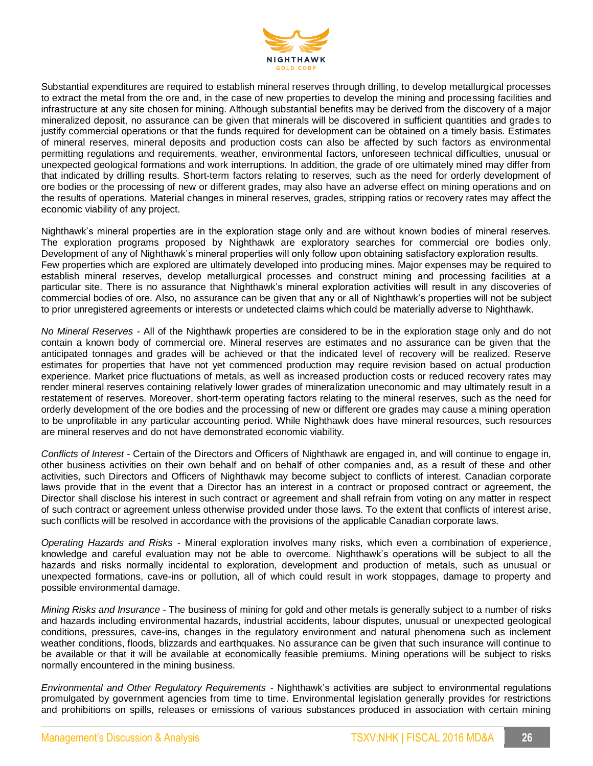Substantial expenditures are required to establish mineral reserves through drilling, to develop metallurgical processes to extract the metal from the ore and, in the case of new properties to develop the mining and processing facilities and infrastructure at any site chosen for mining. Although substantial benefits may be derived from the discovery of a major mineralized deposit, no assurance can be given that minerals will be discovered in sufficient quantities and grades to justify commercial operations or that the funds required for development can be obtained on a timely basis. Estimates of mineral reserves, mineral deposits and production costs can also be affected by such factors as environmental permitting regulations and requirements, weather, environmental factors, unforeseen technical difficulties, unusual or unexpected geological formations and work interruptions. In addition, the grade of ore ultimately mined may differ from that indicated by drilling results. Short-term factors relating to reserves, such as the need for orderly development of ore bodies or the processing of new or different grades, may also have an adverse effect on mining operations and on the results of operations. Material changes in mineral reserves, grades, stripping ratios or recovery rates may affect the economic viability of any project.

Nighthawk's mineral properties are in the exploration stage only and are without known bodies of mineral reserves. The exploration programs proposed by Nighthawk are exploratory searches for commercial ore bodies only. Development of any of Nighthawk's mineral properties will only follow upon obtaining satisfactory exploration results. Few properties which are explored are ultimately developed into producing mines. Major expenses may be required to establish mineral reserves, develop metallurgical processes and construct mining and processing facilities at a particular site. There is no assurance that Nighthawk's mineral exploration activities will result in any discoveries of commercial bodies of ore. Also, no assurance can be given that any or all of Nighthawk's properties will not be subject to prior unregistered agreements or interests or undetected claims which could be materially adverse to Nighthawk.

*No Mineral Reserves* - All of the Nighthawk properties are considered to be in the exploration stage only and do not contain a known body of commercial ore. Mineral reserves are estimates and no assurance can be given that the anticipated tonnages and grades will be achieved or that the indicated level of recovery will be realized. Reserve estimates for properties that have not yet commenced production may require revision based on actual production experience. Market price fluctuations of metals, as well as increased production costs or reduced recovery rates may render mineral reserves containing relatively lower grades of mineralization uneconomic and may ultimately result in a restatement of reserves. Moreover, short-term operating factors relating to the mineral reserves, such as the need for orderly development of the ore bodies and the processing of new or different ore grades may cause a mining operation to be unprofitable in any particular accounting period. While Nighthawk does have mineral resources, such resources are mineral reserves and do not have demonstrated economic viability.

*Conflicts of Interest* - Certain of the Directors and Officers of Nighthawk are engaged in, and will continue to engage in, other business activities on their own behalf and on behalf of other companies and, as a result of these and other activities, such Directors and Officers of Nighthawk may become subject to conflicts of interest. Canadian corporate laws provide that in the event that a Director has an interest in a contract or proposed contract or agreement, the Director shall disclose his interest in such contract or agreement and shall refrain from voting on any matter in respect of such contract or agreement unless otherwise provided under those laws. To the extent that conflicts of interest arise, such conflicts will be resolved in accordance with the provisions of the applicable Canadian corporate laws.

*Operating Hazards and Risks* - Mineral exploration involves many risks, which even a combination of experience, knowledge and careful evaluation may not be able to overcome. Nighthawk's operations will be subject to all the hazards and risks normally incidental to exploration, development and production of metals, such as unusual or unexpected formations, cave-ins or pollution, all of which could result in work stoppages, damage to property and possible environmental damage.

*Mining Risks and Insurance* - The business of mining for gold and other metals is generally subject to a number of risks and hazards including environmental hazards, industrial accidents, labour disputes, unusual or unexpected geological conditions, pressures, cave-ins, changes in the regulatory environment and natural phenomena such as inclement weather conditions, floods, blizzards and earthquakes. No assurance can be given that such insurance will continue to be available or that it will be available at economically feasible premiums. Mining operations will be subject to risks normally encountered in the mining business.

*Environmental and Other Regulatory Requirements* - Nighthawk's activities are subject to environmental regulations promulgated by government agencies from time to time. Environmental legislation generally provides for restrictions and prohibitions on spills, releases or emissions of various substances produced in association with certain mining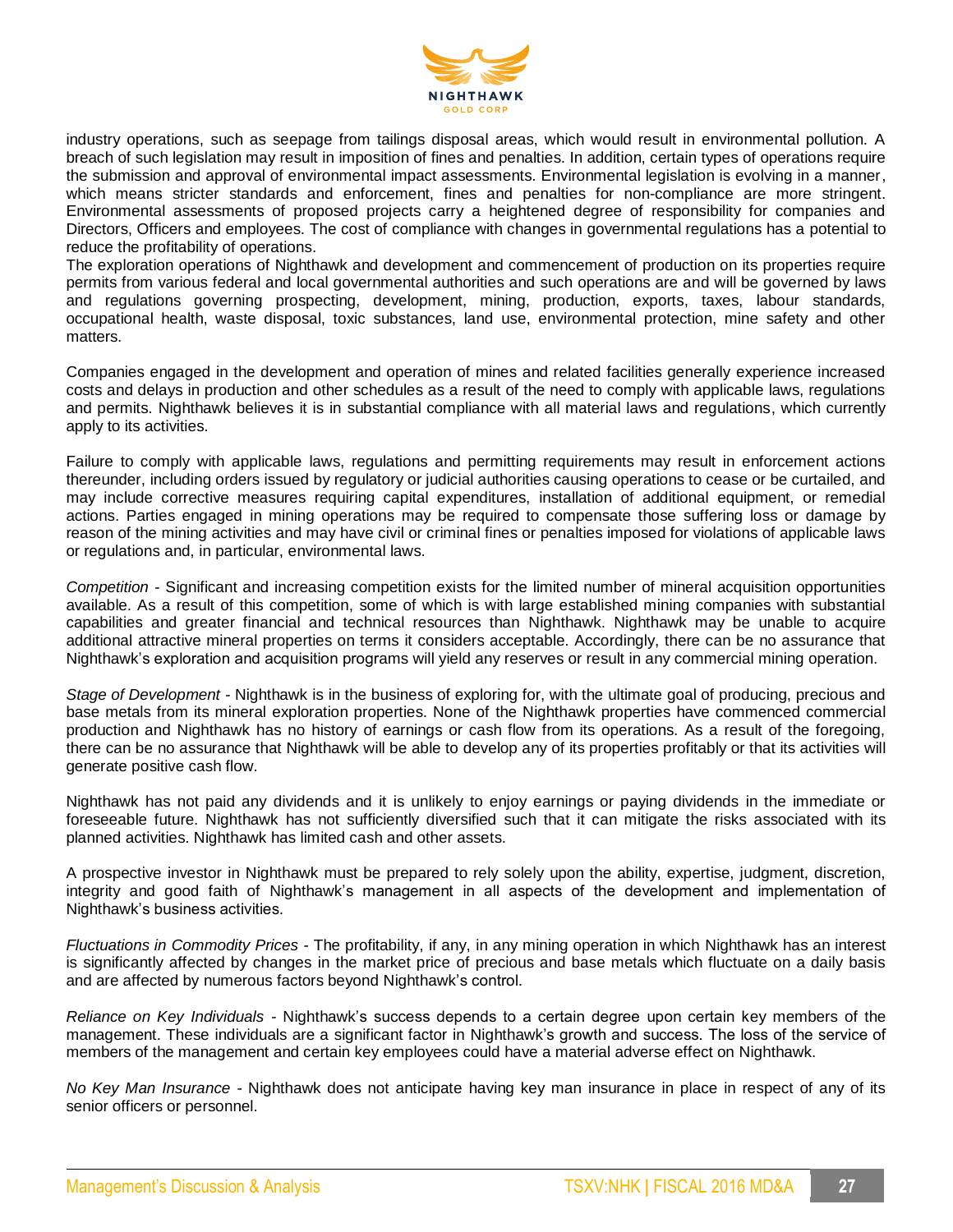industry operations, such as seepage from tailings disposal areas, which would result in environmental pollution. A breach of such legislation may result in imposition of fines and penalties. In addition, certain types of operations require the submission and approval of environmental impact assessments. Environmental legislation is evolving in a manner, which means stricter standards and enforcement, fines and penalties for non-compliance are more stringent. Environmental assessments of proposed projects carry a heightened degree of responsibility for companies and Directors, Officers and employees. The cost of compliance with changes in governmental regulations has a potential to reduce the profitability of operations.
The exploration operations of Nighthawk and development and commencement of production on its properties require permits from various federal and local governmental authorities and such operations are and will be governed by laws and regulations governing prospecting, development, mining, production, exports, taxes, labour standards, occupational health, waste disposal, toxic substances, land use, environmental protection, mine safety and other matters.

Companies engaged in the development and operation of mines and related facilities generally experience increased costs and delays in production and other schedules as a result of the need to comply with applicable laws, regulations and permits. Nighthawk believes it is in substantial compliance with all material laws and regulations, which currently apply to its activities.

Failure to comply with applicable laws, regulations and permitting requirements may result in enforcement actions thereunder, including orders issued by regulatory or judicial authorities causing operations to cease or be curtailed, and may include corrective measures requiring capital expenditures, installation of additional equipment, or remedial actions. Parties engaged in mining operations may be required to compensate those suffering loss or damage by reason of the mining activities and may have civil or criminal fines or penalties imposed for violations of applicable laws or regulations and, in particular, environmental laws.

*Competition* - Significant and increasing competition exists for the limited number of mineral acquisition opportunities available. As a result of this competition, some of which is with large established mining companies with substantial capabilities and greater financial and technical resources than Nighthawk. Nighthawk may be unable to acquire additional attractive mineral properties on terms it considers acceptable. Accordingly, there can be no assurance that Nighthawk's exploration and acquisition programs will yield any reserves or result in any commercial mining operation.

*Stage of Development* - Nighthawk is in the business of exploring for, with the ultimate goal of producing, precious and base metals from its mineral exploration properties. None of the Nighthawk properties have commenced commercial production and Nighthawk has no history of earnings or cash flow from its operations. As a result of the foregoing, there can be no assurance that Nighthawk will be able to develop any of its properties profitably or that its activities will generate positive cash flow.

Nighthawk has not paid any dividends and it is unlikely to enjoy earnings or paying dividends in the immediate or foreseeable future. Nighthawk has not sufficiently diversified such that it can mitigate the risks associated with its planned activities. Nighthawk has limited cash and other assets.

A prospective investor in Nighthawk must be prepared to rely solely upon the ability, expertise, judgment, discretion, integrity and good faith of Nighthawk's management in all aspects of the development and implementation of Nighthawk's business activities.

*Fluctuations in Commodity Prices* - The profitability, if any, in any mining operation in which Nighthawk has an interest is significantly affected by changes in the market price of precious and base metals which fluctuate on a daily basis and are affected by numerous factors beyond Nighthawk's control.

*Reliance on Key Individuals* - Nighthawk's success depends to a certain degree upon certain key members of the management. These individuals are a significant factor in Nighthawk's growth and success. The loss of the service of members of the management and certain key employees could have a material adverse effect on Nighthawk.

*No Key Man Insurance* - Nighthawk does not anticipate having key man insurance in place in respect of any of its senior officers or personnel.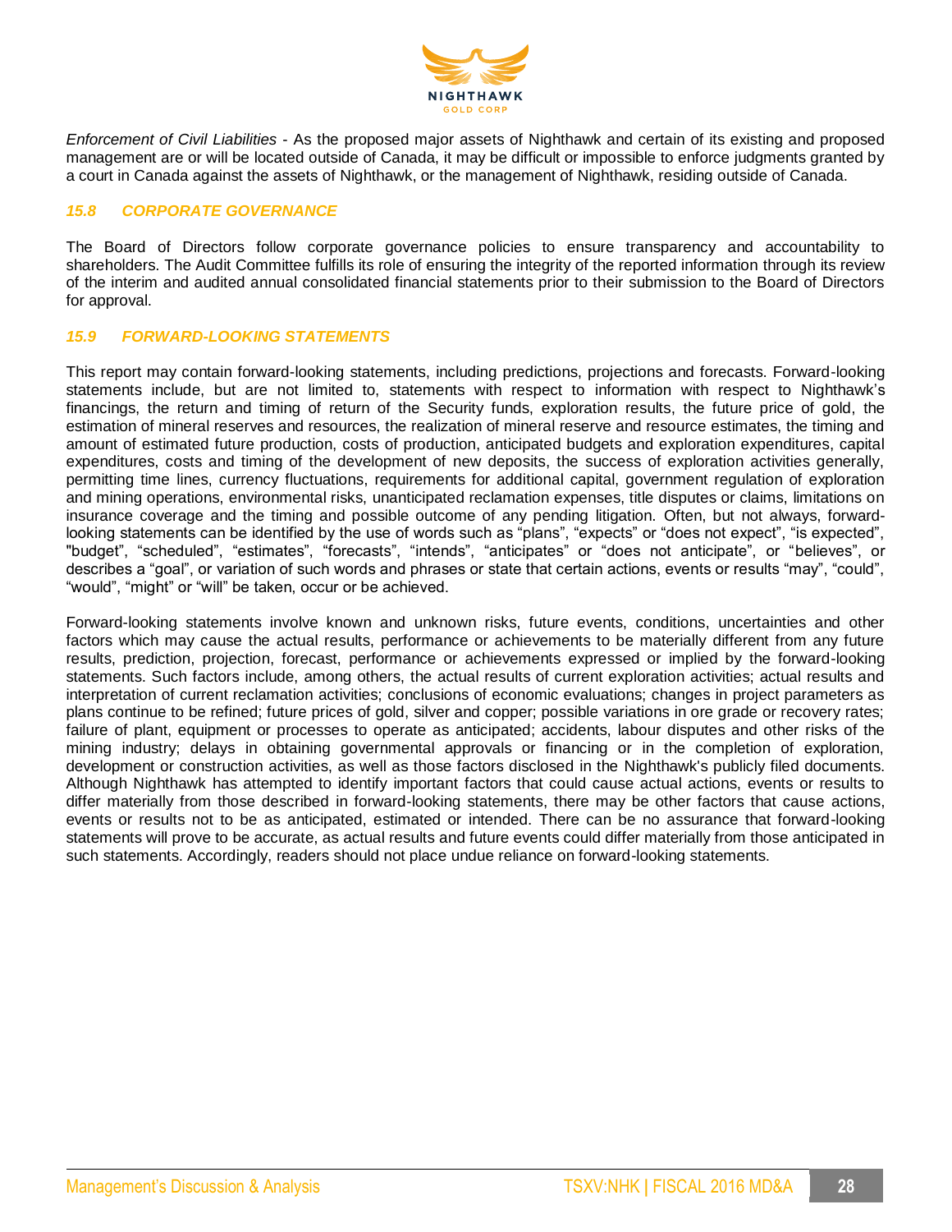*Enforcement of Civil Liabilities* - As the proposed major assets of Nighthawk and certain of its existing and proposed management are or will be located outside of Canada, it may be difficult or impossible to enforce judgments granted by a court in Canada against the assets of Nighthawk, or the management of Nighthawk, residing outside of Canada.

### *15.8 CORPORATE GOVERNANCE*

The Board of Directors follow corporate governance policies to ensure transparency and accountability to shareholders. The Audit Committee fulfills its role of ensuring the integrity of the reported information through its review of the interim and audited annual consolidated financial statements prior to their submission to the Board of Directors for approval.

### *15.9 FORWARD-LOOKING STATEMENTS*

This report may contain forward-looking statements, including predictions, projections and forecasts. Forward-looking statements include, but are not limited to, statements with respect to information with respect to Nighthawk's financings, the return and timing of return of the Security funds, exploration results, the future price of gold, the estimation of mineral reserves and resources, the realization of mineral reserve and resource estimates, the timing and amount of estimated future production, costs of production, anticipated budgets and exploration expenditures, capital expenditures, costs and timing of the development of new deposits, the success of exploration activities generally, permitting time lines, currency fluctuations, requirements for additional capital, government regulation of exploration and mining operations, environmental risks, unanticipated reclamation expenses, title disputes or claims, limitations on insurance coverage and the timing and possible outcome of any pending litigation. Often, but not always, forward-looking statements can be identified by the use of words such as "plans", "expects" or "does not expect", "is expected", "budget", "scheduled", "estimates", "forecasts", "intends", "anticipates" or "does not anticipate", or "believes", or describes a "goal", or variation of such words and phrases or state that certain actions, events or results "may", "could", "would", "might" or "will" be taken, occur or be achieved.

Forward-looking statements involve known and unknown risks, future events, conditions, uncertainties and other factors which may cause the actual results, performance or achievements to be materially different from any future results, prediction, projection, forecast, performance or achievements expressed or implied by the forward-looking statements. Such factors include, among others, the actual results of current exploration activities; actual results and interpretation of current reclamation activities; conclusions of economic evaluations; changes in project parameters as plans continue to be refined; future prices of gold, silver and copper; possible variations in ore grade or recovery rates; failure of plant, equipment or processes to operate as anticipated; accidents, labour disputes and other risks of the mining industry; delays in obtaining governmental approvals or financing or in the completion of exploration, development or construction activities, as well as those factors disclosed in the Nighthawk's publicly filed documents. Although Nighthawk has attempted to identify important factors that could cause actual actions, events or results to differ materially from those described in forward-looking statements, there may be other factors that cause actions, events or results not to be as anticipated, estimated or intended. There can be no assurance that forward-looking statements will prove to be accurate, as actual results and future events could differ materially from those anticipated in such statements. Accordingly, readers should not place undue reliance on forward-looking statements.